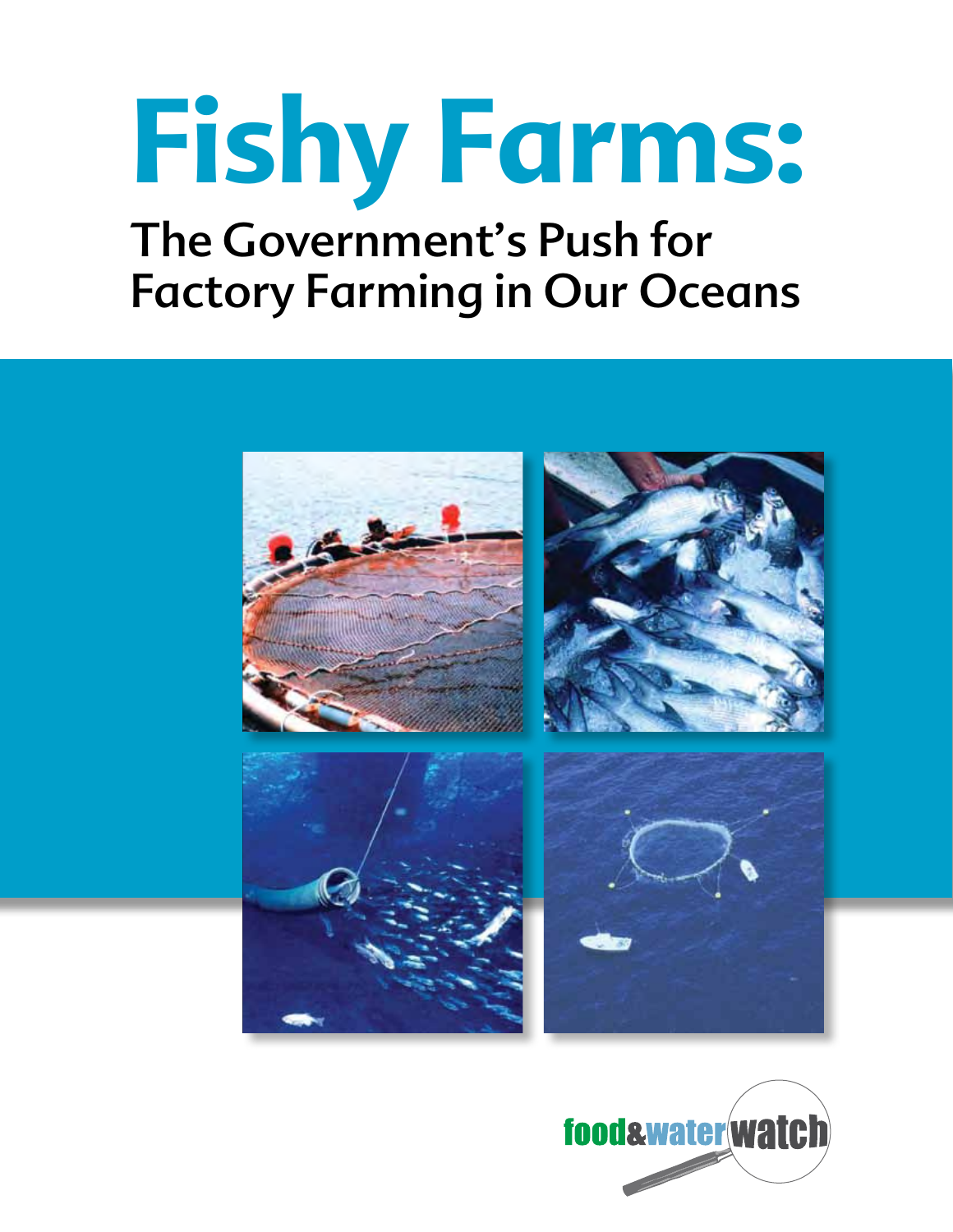# Fishy Farms:

## The Government's Push for Factory Farming in Our Oceans

food&water watch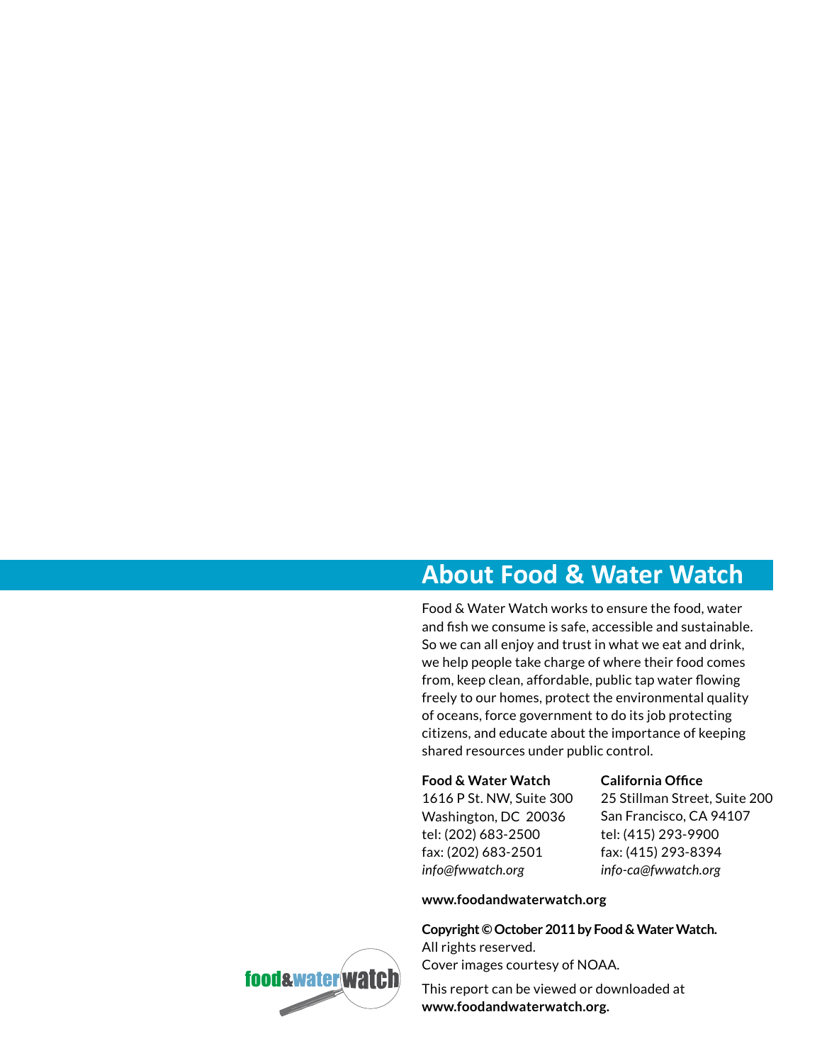## About Food & Water Watch

Food & Water Watch works to ensure the food, water and fish we consume is safe, accessible and sustainable. So we can all enjoy and trust in what we eat and drink, we help people take charge of where their food comes from, keep clean, affordable, public tap water flowing freely to our homes, protect the environmental quality of oceans, force government to do its job protecting citizens, and educate about the importance of keeping shared resources under public control.

**Food & Water Watch**
1616 P St. NW, Suite 300
Washington, DC 20036
tel: (202) 683-2500
fax: (202) 683-2501
*info@fwwatch.org*

**California Office**
25 Stillman Street, Suite 200
San Francisco, CA 94107
tel: (415) 293-9900
fax: (415) 293-8394
*info-ca@fwwatch.org*

**www.foodandwaterwatch.org**

**Copyright © October 2011 by Food & Water Watch.**
All rights reserved.
Cover images courtesy of NOAA.

This report can be viewed or downloaded at **www.foodandwaterwatch.org.**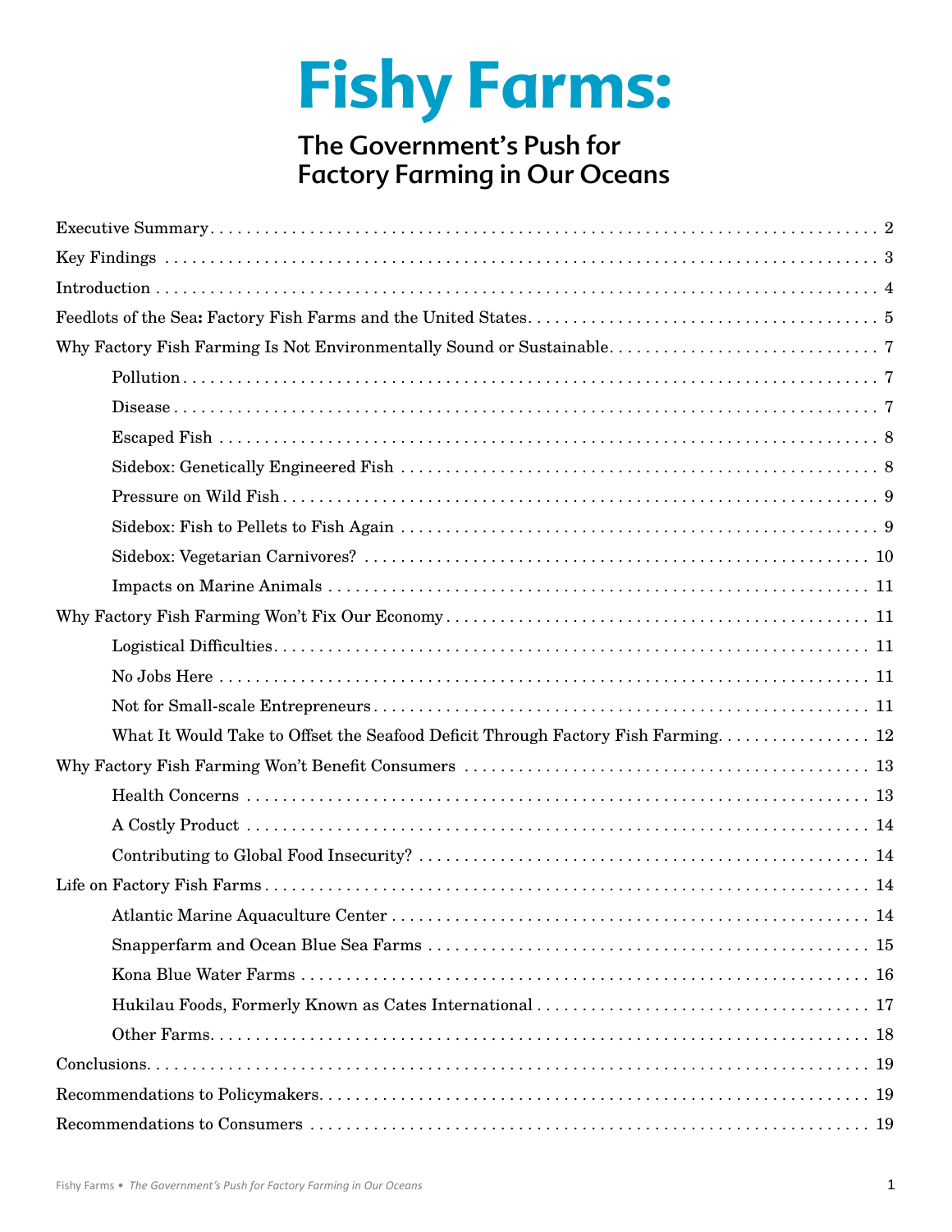# Fishy Farms:

## The Government's Push for Factory Farming in Our Oceans

| | |
|---|---|
| Executive Summary | 2 |
| Key Findings | 3 |
| Introduction | 4 |
| Feedlots of the Sea: Factory Fish Farms and the United States | 5 |
| Why Factory Fish Farming Is Not Environmentally Sound or Sustainable | 7 |
| Pollution | 7 |
| Disease | 7 |
| Escaped Fish | 8 |
| Sidebox: Genetically Engineered Fish | 8 |
| Pressure on Wild Fish | 9 |
| Sidebox: Fish to Pellets to Fish Again | 9 |
| Sidebox: Vegetarian Carnivores? | 10 |
| Impacts on Marine Animals | 11 |
| Why Factory Fish Farming Won't Fix Our Economy | 11 |
| Logistical Difficulties | 11 |
| No Jobs Here | 11 |
| Not for Small-scale Entrepreneurs | 11 |
| What It Would Take to Offset the Seafood Deficit Through Factory Fish Farming | 12 |
| Why Factory Fish Farming Won't Benefit Consumers | 13 |
| Health Concerns | 13 |
| A Costly Product | 14 |
| Contributing to Global Food Insecurity? | 14 |
| Life on Factory Fish Farms | 14 |
| Atlantic Marine Aquaculture Center | 14 |
| Snapperfarm and Ocean Blue Sea Farms | 15 |
| Kona Blue Water Farms | 16 |
| Hukilau Foods, Formerly Known as Cates International | 17 |
| Other Farms | 18 |
| Conclusions | 19 |
| Recommendations to Policymakers | 19 |
| Recommendations to Consumers | 19 |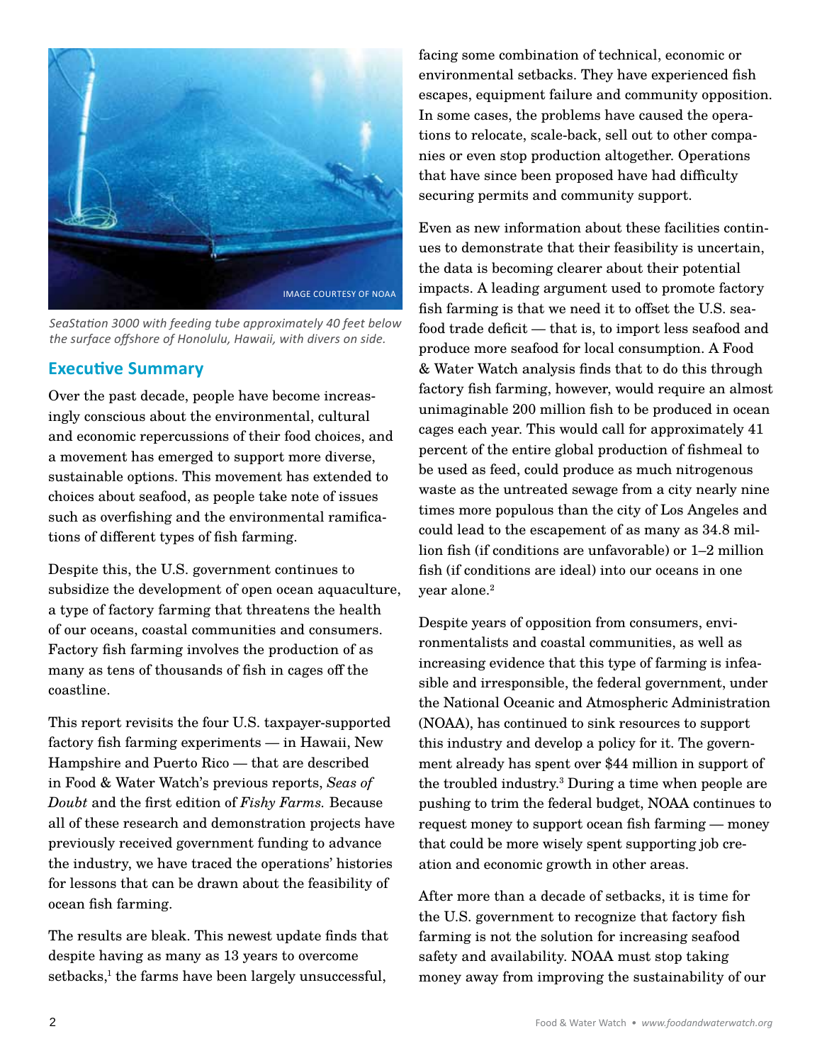SeaStation 3000 with feeding tube approximately 40 feet below the surface offshore of Honolulu, Hawaii, with divers on side.

## Executive Summary

Over the past decade, people have become increasingly conscious about the environmental, cultural and economic repercussions of their food choices, and a movement has emerged to support more diverse, sustainable options. This movement has extended to choices about seafood, as people take note of issues such as overfishing and the environmental ramifications of different types of fish farming.

Despite this, the U.S. government continues to subsidize the development of open ocean aquaculture, a type of factory farming that threatens the health of our oceans, coastal communities and consumers. Factory fish farming involves the production of as many as tens of thousands of fish in cages off the coastline.

This report revisits the four U.S. taxpayer-supported factory fish farming experiments — in Hawaii, New Hampshire and Puerto Rico — that are described in Food & Water Watch's previous reports, *Seas of Doubt* and the first edition of *Fishy Farms.* Because all of these research and demonstration projects have previously received government funding to advance the industry, we have traced the operations' histories for lessons that can be drawn about the feasibility of ocean fish farming.

The results are bleak. This newest update finds that despite having as many as 13 years to overcome setbacks,[1] the farms have been largely unsuccessful, facing some combination of technical, economic or environmental setbacks. They have experienced fish escapes, equipment failure and community opposition. In some cases, the problems have caused the operations to relocate, scale-back, sell out to other companies or even stop production altogether. Operations that have since been proposed have had difficulty securing permits and community support.

Even as new information about these facilities continues to demonstrate that their feasibility is uncertain, the data is becoming clearer about their potential impacts. A leading argument used to promote factory fish farming is that we need it to offset the U.S. seafood trade deficit — that is, to import less seafood and produce more seafood for local consumption. A Food & Water Watch analysis finds that to do this through factory fish farming, however, would require an almost unimaginable 200 million fish to be produced in ocean cages each year. This would call for approximately 41 percent of the entire global production of fishmeal to be used as feed, could produce as much nitrogenous waste as the untreated sewage from a city nearly nine times more populous than the city of Los Angeles and could lead to the escapement of as many as 34.8 million fish (if conditions are unfavorable) or 1–2 million fish (if conditions are ideal) into our oceans in one year alone.[2]

Despite years of opposition from consumers, environmentalists and coastal communities, as well as increasing evidence that this type of farming is infeasible and irresponsible, the federal government, under the National Oceanic and Atmospheric Administration (NOAA), has continued to sink resources to support this industry and develop a policy for it. The government already has spent over $44 million in support of the troubled industry.[3] During a time when people are pushing to trim the federal budget, NOAA continues to request money to support ocean fish farming — money that could be more wisely spent supporting job creation and economic growth in other areas.

After more than a decade of setbacks, it is time for the U.S. government to recognize that factory fish farming is not the solution for increasing seafood safety and availability. NOAA must stop taking money away from improving the sustainability of our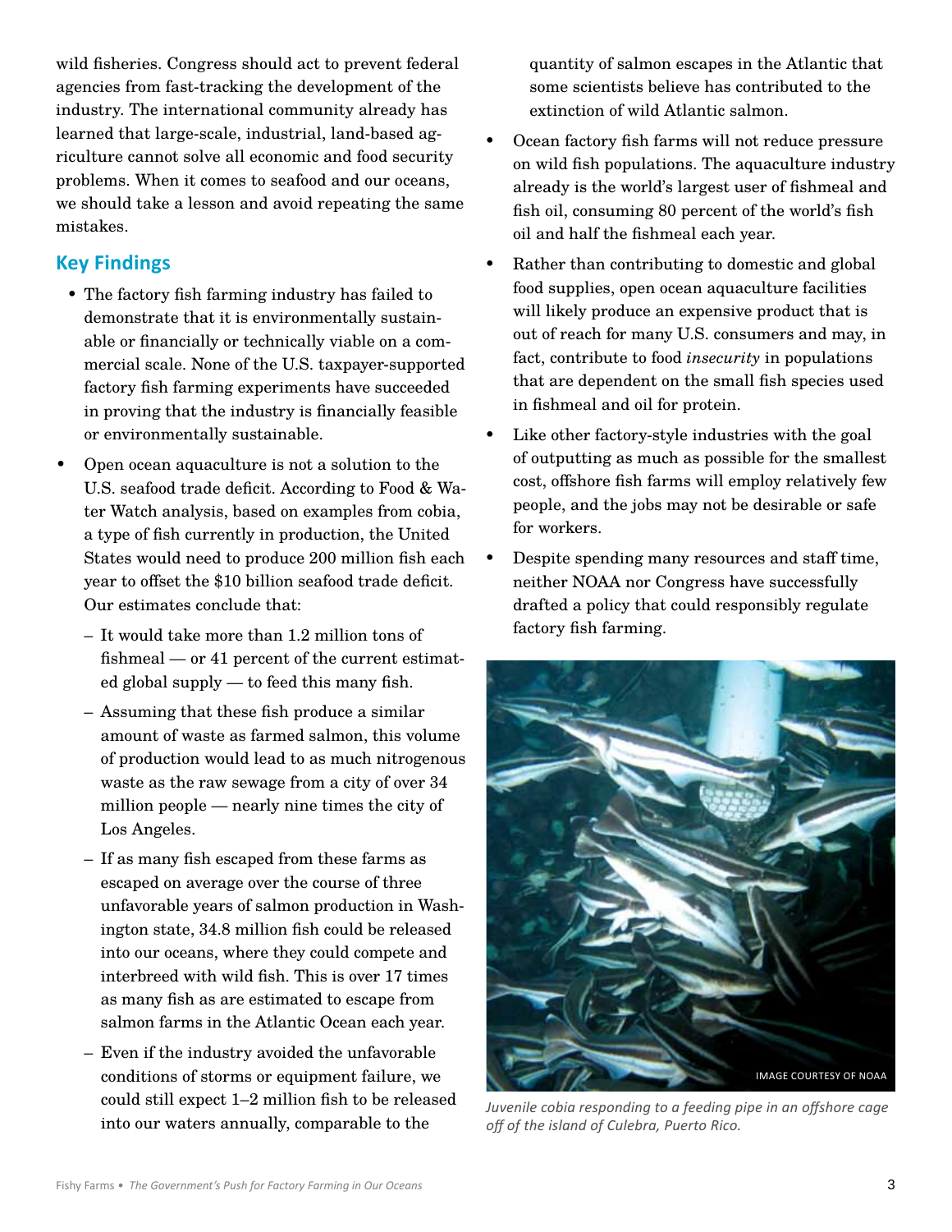wild fisheries. Congress should act to prevent federal agencies from fast-tracking the development of the industry. The international community already has learned that large-scale, industrial, land-based agriculture cannot solve all economic and food security problems. When it comes to seafood and our oceans, we should take a lesson and avoid repeating the same mistakes.

## Key Findings

- The factory fish farming industry has failed to demonstrate that it is environmentally sustainable or financially or technically viable on a commercial scale. None of the U.S. taxpayer-supported factory fish farming experiments have succeeded in proving that the industry is financially feasible or environmentally sustainable.
- Open ocean aquaculture is not a solution to the U.S. seafood trade deficit. According to Food & Water Watch analysis, based on examples from cobia, a type of fish currently in production, the United States would need to produce 200 million fish each year to offset the $10 billion seafood trade deficit. Our estimates conclude that:
  - It would take more than 1.2 million tons of fishmeal — or 41 percent of the current estimated global supply — to feed this many fish.
  - Assuming that these fish produce a similar amount of waste as farmed salmon, this volume of production would lead to as much nitrogenous waste as the raw sewage from a city of over 34 million people — nearly nine times the city of Los Angeles.
  - If as many fish escaped from these farms as escaped on average over the course of three unfavorable years of salmon production in Washington state, 34.8 million fish could be released into our oceans, where they could compete and interbreed with wild fish. This is over 17 times as many fish as are estimated to escape from salmon farms in the Atlantic Ocean each year.
  - Even if the industry avoided the unfavorable conditions of storms or equipment failure, we could still expect 1–2 million fish to be released into our waters annually, comparable to the quantity of salmon escapes in the Atlantic that some scientists believe has contributed to the extinction of wild Atlantic salmon.
- Ocean factory fish farms will not reduce pressure on wild fish populations. The aquaculture industry already is the world's largest user of fishmeal and fish oil, consuming 80 percent of the world's fish oil and half the fishmeal each year.
- Rather than contributing to domestic and global food supplies, open ocean aquaculture facilities will likely produce an expensive product that is out of reach for many U.S. consumers and may, in fact, contribute to food *insecurity* in populations that are dependent on the small fish species used in fishmeal and oil for protein.
- Like other factory-style industries with the goal of outputting as much as possible for the smallest cost, offshore fish farms will employ relatively few people, and the jobs may not be desirable or safe for workers.
- Despite spending many resources and staff time, neither NOAA nor Congress have successfully drafted a policy that could responsibly regulate factory fish farming.

IMAGE COURTESY OF NOAA

*Juvenile cobia responding to a feeding pipe in an offshore cage off of the island of Culebra, Puerto Rico.*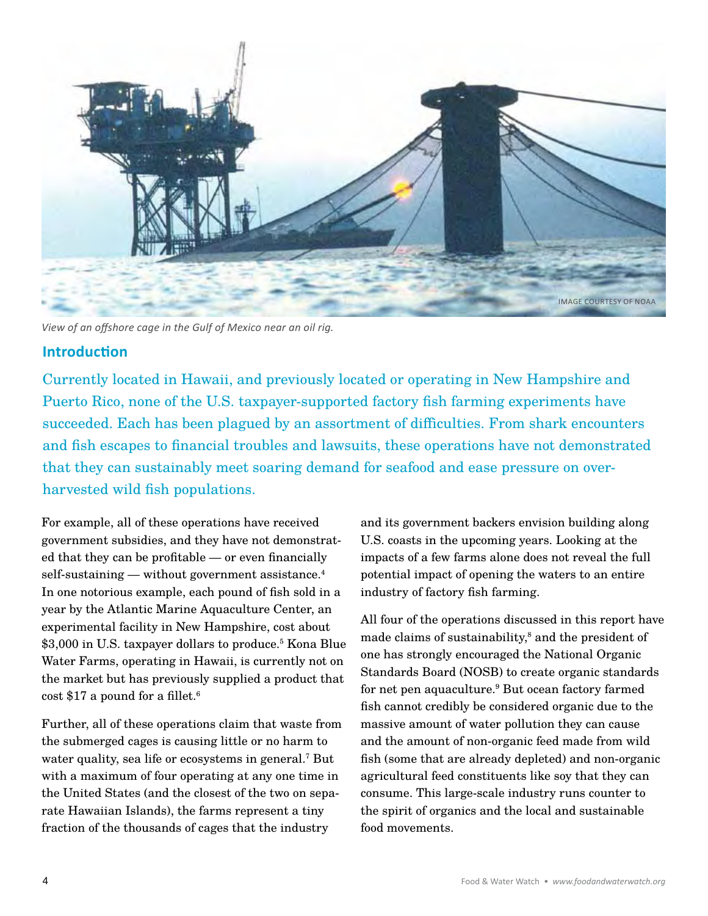View of an offshore cage in the Gulf of Mexico near an oil rig.

## Introduction

Currently located in Hawaii, and previously located or operating in New Hampshire and Puerto Rico, none of the U.S. taxpayer-supported factory fish farming experiments have succeeded. Each has been plagued by an assortment of difficulties. From shark encounters and fish escapes to financial troubles and lawsuits, these operations have not demonstrated that they can sustainably meet soaring demand for seafood and ease pressure on over-harvested wild fish populations.

For example, all of these operations have received government subsidies, and they have not demonstrated that they can be profitable — or even financially self-sustaining — without government assistance.[4] In one notorious example, each pound of fish sold in a year by the Atlantic Marine Aquaculture Center, an experimental facility in New Hampshire, cost about $3,000 in U.S. taxpayer dollars to produce.[5] Kona Blue Water Farms, operating in Hawaii, is currently not on the market but has previously supplied a product that cost $17 a pound for a fillet.[6]

Further, all of these operations claim that waste from the submerged cages is causing little or no harm to water quality, sea life or ecosystems in general.[7] But with a maximum of four operating at any one time in the United States (and the closest of the two on separate Hawaiian Islands), the farms represent a tiny fraction of the thousands of cages that the industry and its government backers envision building along U.S. coasts in the upcoming years. Looking at the impacts of a few farms alone does not reveal the full potential impact of opening the waters to an entire industry of factory fish farming.

All four of the operations discussed in this report have made claims of sustainability,[8] and the president of one has strongly encouraged the National Organic Standards Board (NOSB) to create organic standards for net pen aquaculture.[9] But ocean factory farmed fish cannot credibly be considered organic due to the massive amount of water pollution they can cause and the amount of non-organic feed made from wild fish (some that are already depleted) and non-organic agricultural feed constituents like soy that they can consume. This large-scale industry runs counter to the spirit of organics and the local and sustainable food movements.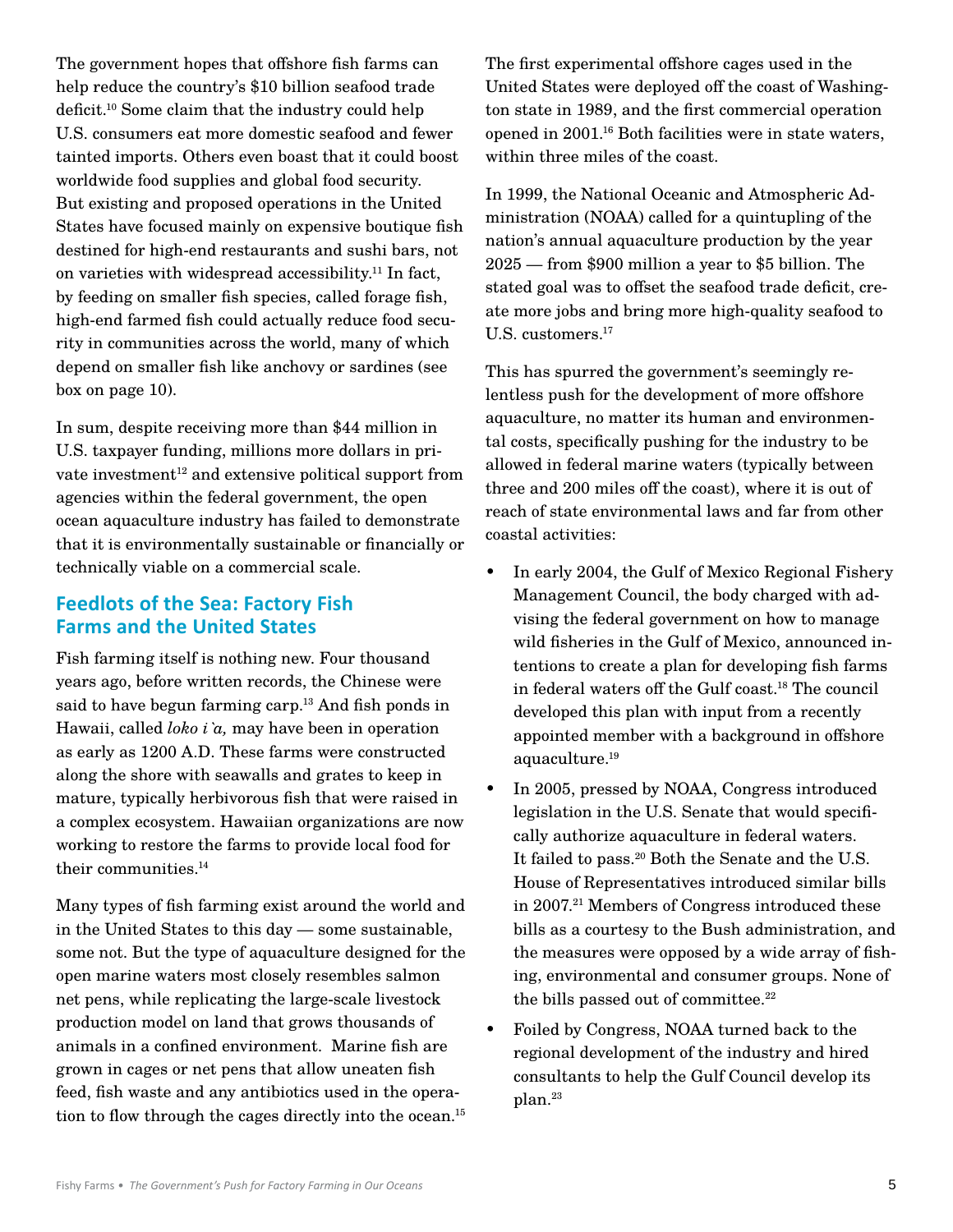The government hopes that offshore fish farms can help reduce the country's $10 billion seafood trade deficit.[10] Some claim that the industry could help U.S. consumers eat more domestic seafood and fewer tainted imports. Others even boast that it could boost worldwide food supplies and global food security. But existing and proposed operations in the United States have focused mainly on expensive boutique fish destined for high-end restaurants and sushi bars, not on varieties with widespread accessibility.[11] In fact, by feeding on smaller fish species, called forage fish, high-end farmed fish could actually reduce food security in communities across the world, many of which depend on smaller fish like anchovy or sardines (see box on page 10).

In sum, despite receiving more than $44 million in U.S. taxpayer funding, millions more dollars in private investment[12] and extensive political support from agencies within the federal government, the open ocean aquaculture industry has failed to demonstrate that it is environmentally sustainable or financially or technically viable on a commercial scale.

## Feedlots of the Sea: Factory Fish Farms and the United States

Fish farming itself is nothing new. Four thousand years ago, before written records, the Chinese were said to have begun farming carp.[13] And fish ponds in Hawaii, called *loko i`a,* may have been in operation as early as 1200 A.D. These farms were constructed along the shore with seawalls and grates to keep in mature, typically herbivorous fish that were raised in a complex ecosystem. Hawaiian organizations are now working to restore the farms to provide local food for their communities.[14]

Many types of fish farming exist around the world and in the United States to this day — some sustainable, some not. But the type of aquaculture designed for the open marine waters most closely resembles salmon net pens, while replicating the large-scale livestock production model on land that grows thousands of animals in a confined environment. Marine fish are grown in cages or net pens that allow uneaten fish feed, fish waste and any antibiotics used in the operation to flow through the cages directly into the ocean.[15]

The first experimental offshore cages used in the United States were deployed off the coast of Washington state in 1989, and the first commercial operation opened in 2001.[16] Both facilities were in state waters, within three miles of the coast.

In 1999, the National Oceanic and Atmospheric Administration (NOAA) called for a quintupling of the nation's annual aquaculture production by the year 2025 — from $900 million a year to $5 billion. The stated goal was to offset the seafood trade deficit, create more jobs and bring more high-quality seafood to U.S. customers.[17]

This has spurred the government's seemingly relentless push for the development of more offshore aquaculture, no matter its human and environmental costs, specifically pushing for the industry to be allowed in federal marine waters (typically between three and 200 miles off the coast), where it is out of reach of state environmental laws and far from other coastal activities:

- In early 2004, the Gulf of Mexico Regional Fishery Management Council, the body charged with advising the federal government on how to manage wild fisheries in the Gulf of Mexico, announced intentions to create a plan for developing fish farms in federal waters off the Gulf coast.[18] The council developed this plan with input from a recently appointed member with a background in offshore aquaculture.[19]
- In 2005, pressed by NOAA, Congress introduced legislation in the U.S. Senate that would specifically authorize aquaculture in federal waters. It failed to pass.[20] Both the Senate and the U.S. House of Representatives introduced similar bills in 2007.[21] Members of Congress introduced these bills as a courtesy to the Bush administration, and the measures were opposed by a wide array of fishing, environmental and consumer groups. None of the bills passed out of committee.[22]
- Foiled by Congress, NOAA turned back to the regional development of the industry and hired consultants to help the Gulf Council develop its plan.[23]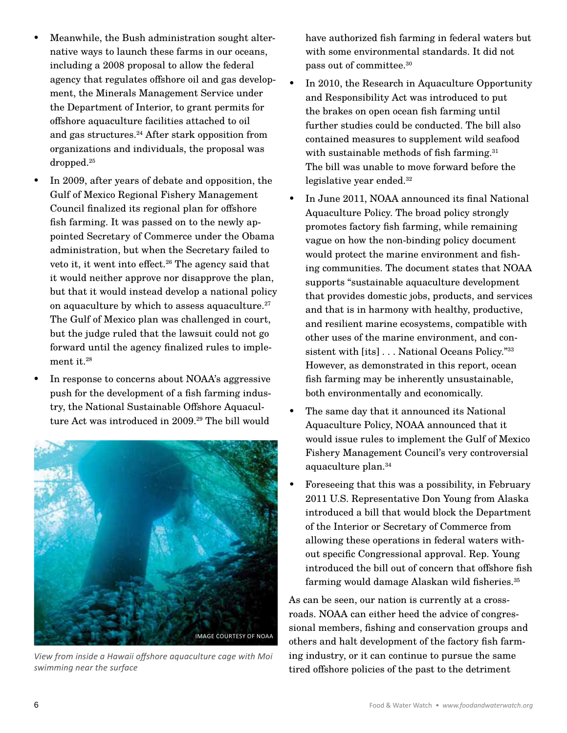- Meanwhile, the Bush administration sought alternative ways to launch these farms in our oceans, including a 2008 proposal to allow the federal agency that regulates offshore oil and gas development, the Minerals Management Service under the Department of Interior, to grant permits for offshore aquaculture facilities attached to oil and gas structures.[24] After stark opposition from organizations and individuals, the proposal was dropped.[25]
- In 2009, after years of debate and opposition, the Gulf of Mexico Regional Fishery Management Council finalized its regional plan for offshore fish farming. It was passed on to the newly appointed Secretary of Commerce under the Obama administration, but when the Secretary failed to veto it, it went into effect.[26] The agency said that it would neither approve nor disapprove the plan, but that it would instead develop a national policy on aquaculture by which to assess aquaculture.[27] The Gulf of Mexico plan was challenged in court, but the judge ruled that the lawsuit could not go forward until the agency finalized rules to implement it.[28]
- In response to concerns about NOAA's aggressive push for the development of a fish farming industry, the National Sustainable Offshore Aquaculture Act was introduced in 2009.[29] The bill would have authorized fish farming in federal waters but with some environmental standards. It did not pass out of committee.[30]

IMAGE COURTESY OF NOAA

*View from inside a Hawaii offshore aquaculture cage with Moi swimming near the surface*

- In 2010, the Research in Aquaculture Opportunity and Responsibility Act was introduced to put the brakes on open ocean fish farming until further studies could be conducted. The bill also contained measures to supplement wild seafood with sustainable methods of fish farming.[31] The bill was unable to move forward before the legislative year ended.[32]
- In June 2011, NOAA announced its final National Aquaculture Policy. The broad policy strongly promotes factory fish farming, while remaining vague on how the non-binding policy document would protect the marine environment and fishing communities. The document states that NOAA supports "sustainable aquaculture development that provides domestic jobs, products, and services and that is in harmony with healthy, productive, and resilient marine ecosystems, compatible with other uses of the marine environment, and consistent with [its] . . . National Oceans Policy."[33] However, as demonstrated in this report, ocean fish farming may be inherently unsustainable, both environmentally and economically.
- The same day that it announced its National Aquaculture Policy, NOAA announced that it would issue rules to implement the Gulf of Mexico Fishery Management Council's very controversial aquaculture plan.[34]
- Foreseeing that this was a possibility, in February 2011 U.S. Representative Don Young from Alaska introduced a bill that would block the Department of the Interior or Secretary of Commerce from allowing these operations in federal waters without specific Congressional approval. Rep. Young introduced the bill out of concern that offshore fish farming would damage Alaskan wild fisheries.[35]

As can be seen, our nation is currently at a crossroads. NOAA can either heed the advice of congressional members, fishing and conservation groups and others and halt development of the factory fish farming industry, or it can continue to pursue the same tired offshore policies of the past to the detriment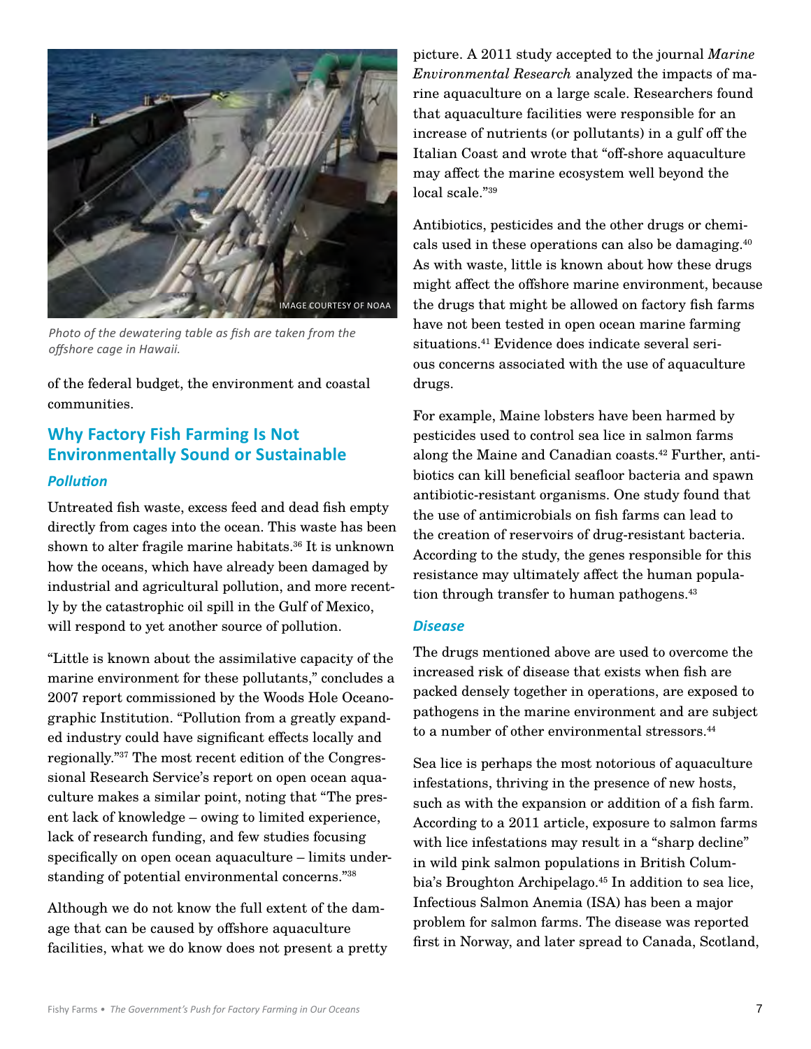Photo of the dewatering table as fish are taken from the offshore cage in Hawaii.

of the federal budget, the environment and coastal communities.

## Why Factory Fish Farming Is Not Environmentally Sound or Sustainable

### *Pollution*

Untreated fish waste, excess feed and dead fish empty directly from cages into the ocean. This waste has been shown to alter fragile marine habitats.[36] It is unknown how the oceans, which have already been damaged by industrial and agricultural pollution, and more recently by the catastrophic oil spill in the Gulf of Mexico, will respond to yet another source of pollution.

"Little is known about the assimilative capacity of the marine environment for these pollutants," concludes a 2007 report commissioned by the Woods Hole Oceanographic Institution. "Pollution from a greatly expanded industry could have significant effects locally and regionally."[37] The most recent edition of the Congressional Research Service's report on open ocean aquaculture makes a similar point, noting that "The present lack of knowledge – owing to limited experience, lack of research funding, and few studies focusing specifically on open ocean aquaculture – limits understanding of potential environmental concerns."[38]

Although we do not know the full extent of the damage that can be caused by offshore aquaculture facilities, what we do know does not present a pretty picture. A 2011 study accepted to the journal *Marine Environmental Research* analyzed the impacts of marine aquaculture on a large scale. Researchers found that aquaculture facilities were responsible for an increase of nutrients (or pollutants) in a gulf off the Italian Coast and wrote that "off-shore aquaculture may affect the marine ecosystem well beyond the local scale."[39]

Antibiotics, pesticides and the other drugs or chemicals used in these operations can also be damaging.[40] As with waste, little is known about how these drugs might affect the offshore marine environment, because the drugs that might be allowed on factory fish farms have not been tested in open ocean marine farming situations.[41] Evidence does indicate several serious concerns associated with the use of aquaculture drugs.

For example, Maine lobsters have been harmed by pesticides used to control sea lice in salmon farms along the Maine and Canadian coasts.[42] Further, antibiotics can kill beneficial seafloor bacteria and spawn antibiotic-resistant organisms. One study found that the use of antimicrobials on fish farms can lead to the creation of reservoirs of drug-resistant bacteria. According to the study, the genes responsible for this resistance may ultimately affect the human population through transfer to human pathogens.[43]

### *Disease*

The drugs mentioned above are used to overcome the increased risk of disease that exists when fish are packed densely together in operations, are exposed to pathogens in the marine environment and are subject to a number of other environmental stressors.[44]

Sea lice is perhaps the most notorious of aquaculture infestations, thriving in the presence of new hosts, such as with the expansion or addition of a fish farm. According to a 2011 article, exposure to salmon farms with lice infestations may result in a "sharp decline" in wild pink salmon populations in British Columbia's Broughton Archipelago.[45] In addition to sea lice, Infectious Salmon Anemia (ISA) has been a major problem for salmon farms. The disease was reported first in Norway, and later spread to Canada, Scotland,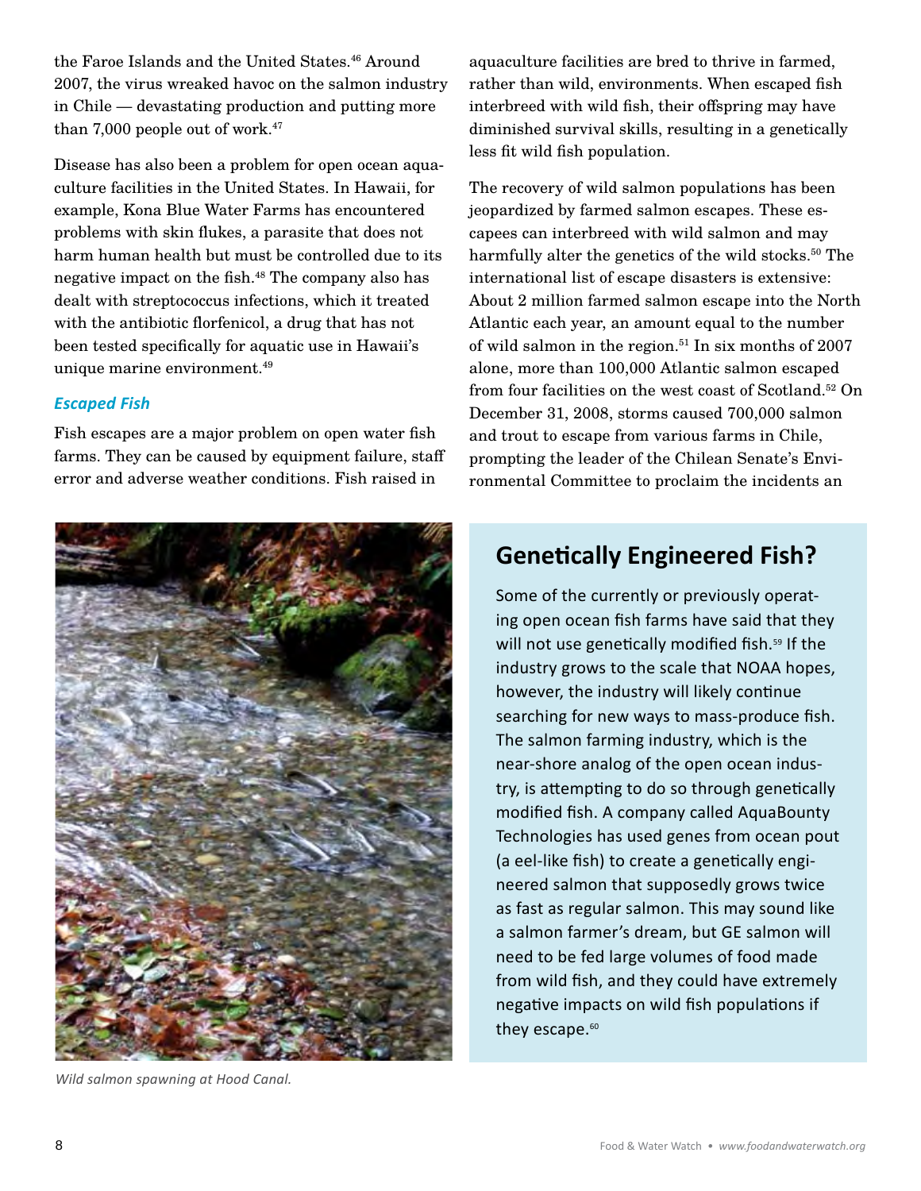the Faroe Islands and the United States.[46] Around 2007, the virus wreaked havoc on the salmon industry in Chile — devastating production and putting more than 7,000 people out of work.[47]

Disease has also been a problem for open ocean aquaculture facilities in the United States. In Hawaii, for example, Kona Blue Water Farms has encountered problems with skin flukes, a parasite that does not harm human health but must be controlled due to its negative impact on the fish.[48] The company also has dealt with streptococcus infections, which it treated with the antibiotic florfenicol, a drug that has not been tested specifically for aquatic use in Hawaii's unique marine environment.[49]

### *Escaped Fish*

Fish escapes are a major problem on open water fish farms. They can be caused by equipment failure, staff error and adverse weather conditions. Fish raised in aquaculture facilities are bred to thrive in farmed, rather than wild, environments. When escaped fish interbreed with wild fish, their offspring may have diminished survival skills, resulting in a genetically less fit wild fish population.

The recovery of wild salmon populations has been jeopardized by farmed salmon escapes. These escapees can interbreed with wild salmon and may harmfully alter the genetics of the wild stocks.[50] The international list of escape disasters is extensive: About 2 million farmed salmon escape into the North Atlantic each year, an amount equal to the number of wild salmon in the region.[51] In six months of 2007 alone, more than 100,000 Atlantic salmon escaped from four facilities on the west coast of Scotland.[52] On December 31, 2008, storms caused 700,000 salmon and trout to escape from various farms in Chile, prompting the leader of the Chilean Senate's Environmental Committee to proclaim the incidents an

*Wild salmon spawning at Hood Canal.*

## Genetically Engineered Fish?

Some of the currently or previously operating open ocean fish farms have said that they will not use genetically modified fish.[59] If the industry grows to the scale that NOAA hopes, however, the industry will likely continue searching for new ways to mass-produce fish. The salmon farming industry, which is the near-shore analog of the open ocean industry, is attempting to do so through genetically modified fish. A company called AquaBounty Technologies has used genes from ocean pout (a eel-like fish) to create a genetically engineered salmon that supposedly grows twice as fast as regular salmon. This may sound like a salmon farmer's dream, but GE salmon will need to be fed large volumes of food made from wild fish, and they could have extremely negative impacts on wild fish populations if they escape.[60]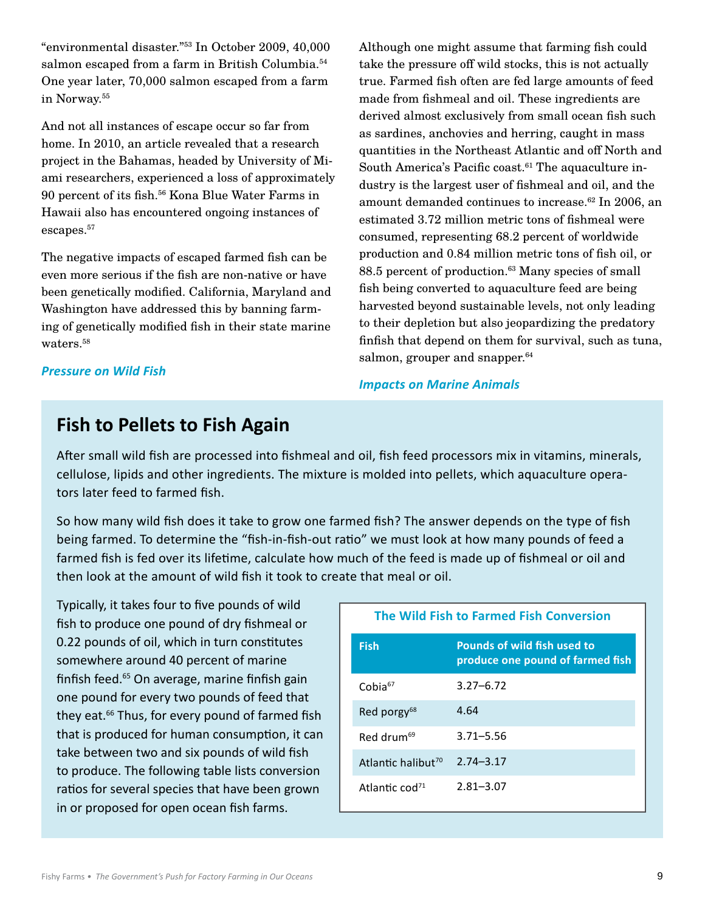"environmental disaster."[53] In October 2009, 40,000 salmon escaped from a farm in British Columbia.[54] One year later, 70,000 salmon escaped from a farm in Norway.[55]

And not all instances of escape occur so far from home. In 2010, an article revealed that a research project in the Bahamas, headed by University of Miami researchers, experienced a loss of approximately 90 percent of its fish.[56] Kona Blue Water Farms in Hawaii also has encountered ongoing instances of escapes.[57]

The negative impacts of escaped farmed fish can be even more serious if the fish are non-native or have been genetically modified. California, Maryland and Washington have addressed this by banning farming of genetically modified fish in their state marine waters.[58]

### *Pressure on Wild Fish*

Although one might assume that farming fish could take the pressure off wild stocks, this is not actually true. Farmed fish often are fed large amounts of feed made from fishmeal and oil. These ingredients are derived almost exclusively from small ocean fish such as sardines, anchovies and herring, caught in mass quantities in the Northeast Atlantic and off North and South America's Pacific coast.[61] The aquaculture industry is the largest user of fishmeal and oil, and the amount demanded continues to increase.[62] In 2006, an estimated 3.72 million metric tons of fishmeal were consumed, representing 68.2 percent of worldwide production and 0.84 million metric tons of fish oil, or 88.5 percent of production.[63] Many species of small fish being converted to aquaculture feed are being harvested beyond sustainable levels, not only leading to their depletion but also jeopardizing the predatory finfish that depend on them for survival, such as tuna, salmon, grouper and snapper.[64]

### *Impacts on Marine Animals*

## Fish to Pellets to Fish Again

After small wild fish are processed into fishmeal and oil, fish feed processors mix in vitamins, minerals, cellulose, lipids and other ingredients. The mixture is molded into pellets, which aquaculture operators later feed to farmed fish.

So how many wild fish does it take to grow one farmed fish? The answer depends on the type of fish being farmed. To determine the "fish-in-fish-out ratio" we must look at how many pounds of feed a farmed fish is fed over its lifetime, calculate how much of the feed is made up of fishmeal or oil and then look at the amount of wild fish it took to create that meal or oil.

Typically, it takes four to five pounds of wild fish to produce one pound of dry fishmeal or 0.22 pounds of oil, which in turn constitutes somewhere around 40 percent of marine finfish feed.[65] On average, marine finfish gain one pound for every two pounds of feed that they eat.[66] Thus, for every pound of farmed fish that is produced for human consumption, it can take between two and six pounds of wild fish to produce. The following table lists conversion ratios for several species that have been grown in or proposed for open ocean fish farms.

**The Wild Fish to Farmed Fish Conversion**

| Fish | Pounds of wild fish used to produce one pound of farmed fish |
|---|---|
| Cobia[67] | 3.27–6.72 |
| Red porgy[68] | 4.64 |
| Red drum[69] | 3.71–5.56 |
| Atlantic halibut[70] | 2.74–3.17 |
| Atlantic cod[71] | 2.81–3.07 |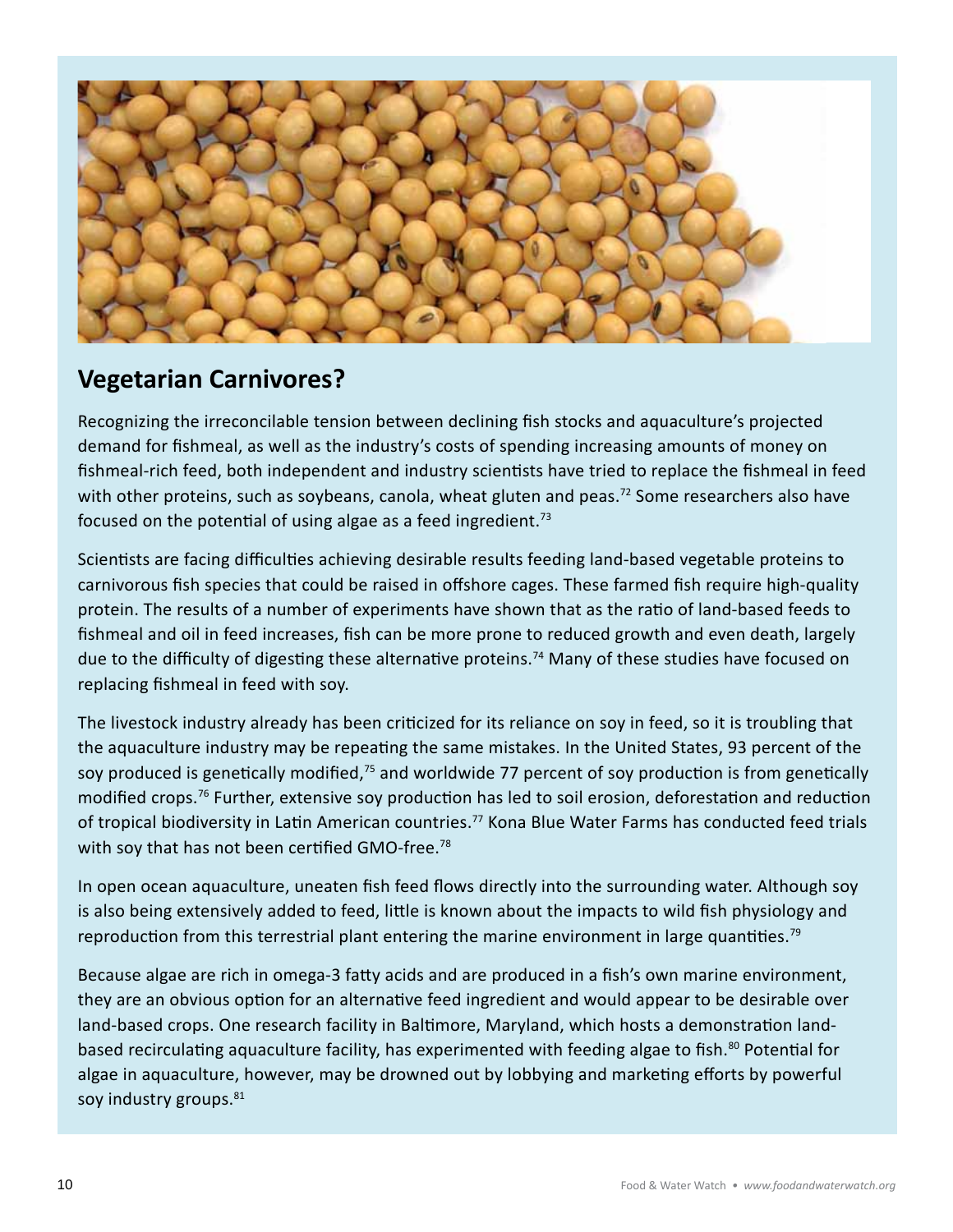## Vegetarian Carnivores?

Recognizing the irreconcilable tension between declining fish stocks and aquaculture's projected demand for fishmeal, as well as the industry's costs of spending increasing amounts of money on fishmeal-rich feed, both independent and industry scientists have tried to replace the fishmeal in feed with other proteins, such as soybeans, canola, wheat gluten and peas.[72] Some researchers also have focused on the potential of using algae as a feed ingredient.[73]

Scientists are facing difficulties achieving desirable results feeding land-based vegetable proteins to carnivorous fish species that could be raised in offshore cages. These farmed fish require high-quality protein. The results of a number of experiments have shown that as the ratio of land-based feeds to fishmeal and oil in feed increases, fish can be more prone to reduced growth and even death, largely due to the difficulty of digesting these alternative proteins.[74] Many of these studies have focused on replacing fishmeal in feed with soy.

The livestock industry already has been criticized for its reliance on soy in feed, so it is troubling that the aquaculture industry may be repeating the same mistakes. In the United States, 93 percent of the soy produced is genetically modified,[75] and worldwide 77 percent of soy production is from genetically modified crops.[76] Further, extensive soy production has led to soil erosion, deforestation and reduction of tropical biodiversity in Latin American countries.[77] Kona Blue Water Farms has conducted feed trials with soy that has not been certified GMO-free.[78]

In open ocean aquaculture, uneaten fish feed flows directly into the surrounding water. Although soy is also being extensively added to feed, little is known about the impacts to wild fish physiology and reproduction from this terrestrial plant entering the marine environment in large quantities.[79]

Because algae are rich in omega-3 fatty acids and are produced in a fish's own marine environment, they are an obvious option for an alternative feed ingredient and would appear to be desirable over land-based crops. One research facility in Baltimore, Maryland, which hosts a demonstration land-based recirculating aquaculture facility, has experimented with feeding algae to fish.[80] Potential for algae in aquaculture, however, may be drowned out by lobbying and marketing efforts by powerful soy industry groups.[81]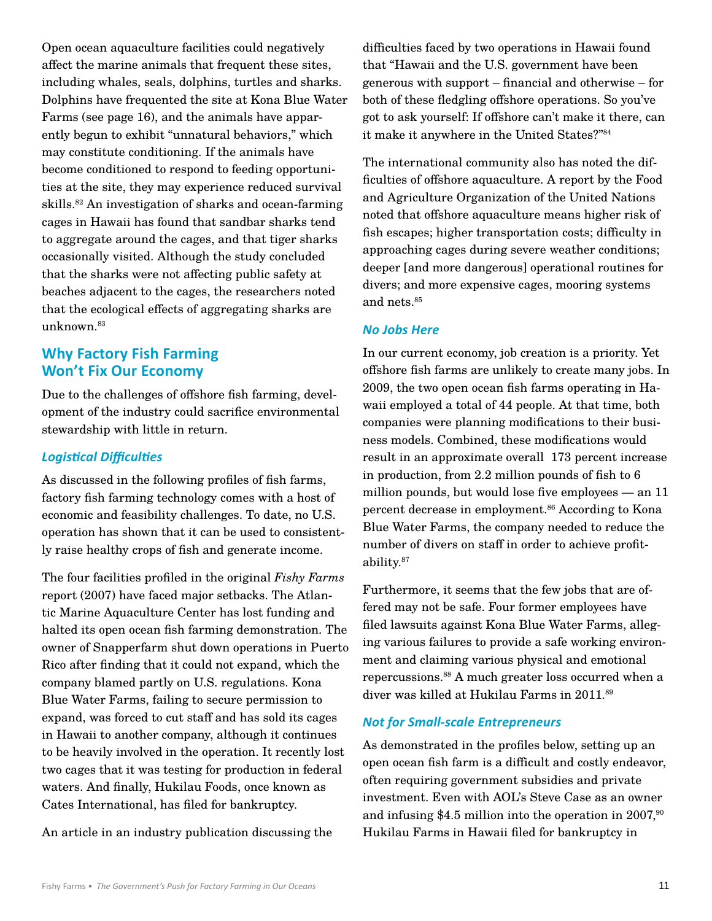Open ocean aquaculture facilities could negatively affect the marine animals that frequent these sites, including whales, seals, dolphins, turtles and sharks. Dolphins have frequented the site at Kona Blue Water Farms (see page 16), and the animals have apparently begun to exhibit "unnatural behaviors," which may constitute conditioning. If the animals have become conditioned to respond to feeding opportunities at the site, they may experience reduced survival skills.[82] An investigation of sharks and ocean-farming cages in Hawaii has found that sandbar sharks tend to aggregate around the cages, and that tiger sharks occasionally visited. Although the study concluded that the sharks were not affecting public safety at beaches adjacent to the cages, the researchers noted that the ecological effects of aggregating sharks are unknown.[83]

## Why Factory Fish Farming Won't Fix Our Economy

Due to the challenges of offshore fish farming, development of the industry could sacrifice environmental stewardship with little in return.

### *Logistical Difficulties*

As discussed in the following profiles of fish farms, factory fish farming technology comes with a host of economic and feasibility challenges. To date, no U.S. operation has shown that it can be used to consistently raise healthy crops of fish and generate income.

The four facilities profiled in the original *Fishy Farms* report (2007) have faced major setbacks. The Atlantic Marine Aquaculture Center has lost funding and halted its open ocean fish farming demonstration. The owner of Snapperfarm shut down operations in Puerto Rico after finding that it could not expand, which the company blamed partly on U.S. regulations. Kona Blue Water Farms, failing to secure permission to expand, was forced to cut staff and has sold its cages in Hawaii to another company, although it continues to be heavily involved in the operation. It recently lost two cages that it was testing for production in federal waters. And finally, Hukilau Foods, once known as Cates International, has filed for bankruptcy.

An article in an industry publication discussing the difficulties faced by two operations in Hawaii found that "Hawaii and the U.S. government have been generous with support – financial and otherwise – for both of these fledgling offshore operations. So you've got to ask yourself: If offshore can't make it there, can it make it anywhere in the United States?"[84]

The international community also has noted the difficulties of offshore aquaculture. A report by the Food and Agriculture Organization of the United Nations noted that offshore aquaculture means higher risk of fish escapes; higher transportation costs; difficulty in approaching cages during severe weather conditions; deeper [and more dangerous] operational routines for divers; and more expensive cages, mooring systems and nets.[85]

### *No Jobs Here*

In our current economy, job creation is a priority. Yet offshore fish farms are unlikely to create many jobs. In 2009, the two open ocean fish farms operating in Hawaii employed a total of 44 people. At that time, both companies were planning modifications to their business models. Combined, these modifications would result in an approximate overall 173 percent increase in production, from 2.2 million pounds of fish to 6 million pounds, but would lose five employees — an 11 percent decrease in employment.[86] According to Kona Blue Water Farms, the company needed to reduce the number of divers on staff in order to achieve profitability.[87]

Furthermore, it seems that the few jobs that are offered may not be safe. Four former employees have filed lawsuits against Kona Blue Water Farms, alleging various failures to provide a safe working environment and claiming various physical and emotional repercussions.[88] A much greater loss occurred when a diver was killed at Hukilau Farms in 2011.[89]

### *Not for Small-scale Entrepreneurs*

As demonstrated in the profiles below, setting up an open ocean fish farm is a difficult and costly endeavor, often requiring government subsidies and private investment. Even with AOL's Steve Case as an owner and infusing $4.5 million into the operation in 2007,[90] Hukilau Farms in Hawaii filed for bankruptcy in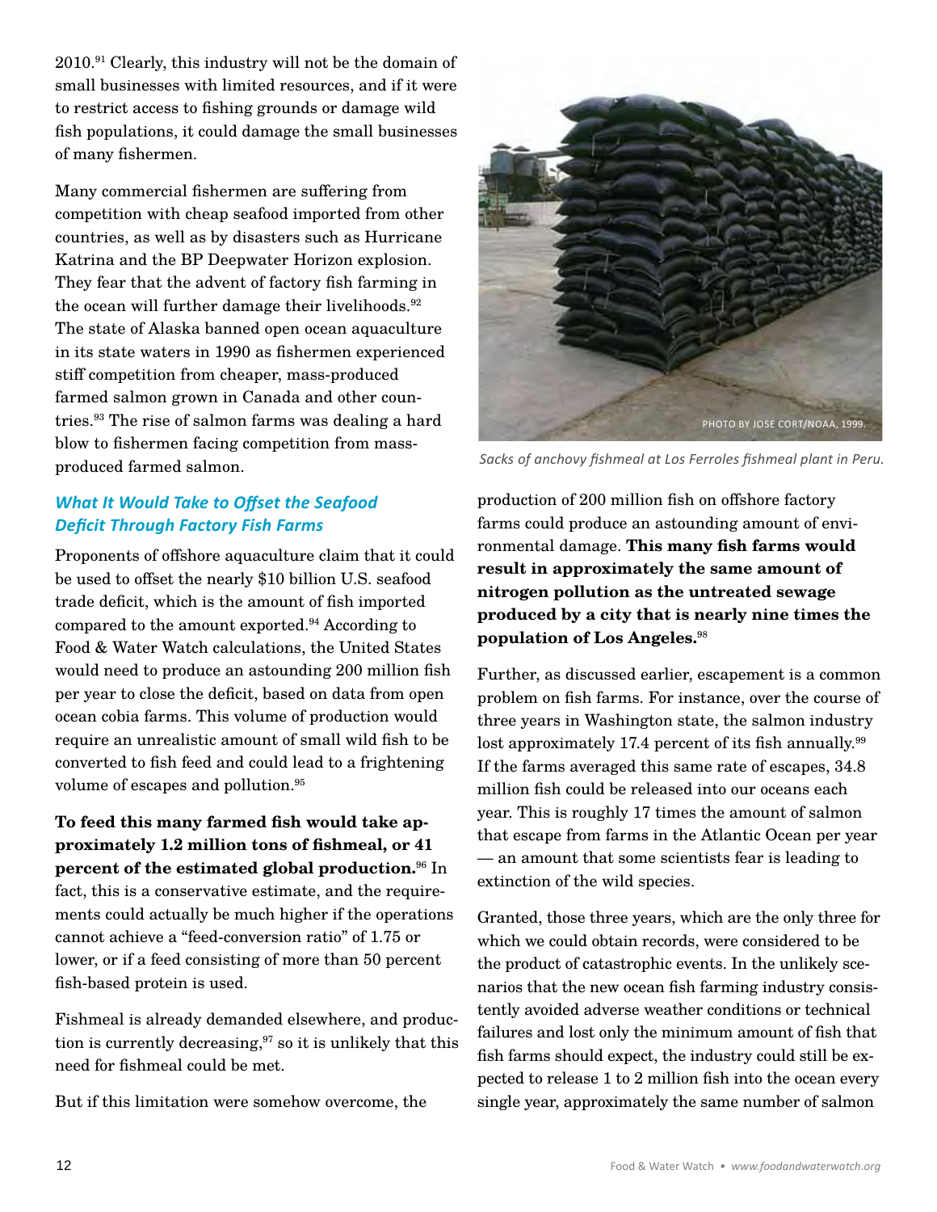2010.[91] Clearly, this industry will not be the domain of small businesses with limited resources, and if it were to restrict access to fishing grounds or damage wild fish populations, it could damage the small businesses of many fishermen.

Many commercial fishermen are suffering from competition with cheap seafood imported from other countries, as well as by disasters such as Hurricane Katrina and the BP Deepwater Horizon explosion. They fear that the advent of factory fish farming in the ocean will further damage their livelihoods.[92] The state of Alaska banned open ocean aquaculture in its state waters in 1990 as fishermen experienced stiff competition from cheaper, mass-produced farmed salmon grown in Canada and other countries.[93] The rise of salmon farms was dealing a hard blow to fishermen facing competition from mass-produced farmed salmon.

### *What It Would Take to Offset the Seafood Deficit Through Factory Fish Farms*

Proponents of offshore aquaculture claim that it could be used to offset the nearly $10 billion U.S. seafood trade deficit, which is the amount of fish imported compared to the amount exported.[94] According to Food & Water Watch calculations, the United States would need to produce an astounding 200 million fish per year to close the deficit, based on data from open ocean cobia farms. This volume of production would require an unrealistic amount of small wild fish to be converted to fish feed and could lead to a frightening volume of escapes and pollution.[95]

**To feed this many farmed fish would take approximately 1.2 million tons of fishmeal, or 41 percent of the estimated global production.**[96] In fact, this is a conservative estimate, and the requirements could actually be much higher if the operations cannot achieve a "feed-conversion ratio" of 1.75 or lower, or if a feed consisting of more than 50 percent fish-based protein is used.

Fishmeal is already demanded elsewhere, and production is currently decreasing,[97] so it is unlikely that this need for fishmeal could be met.

But if this limitation were somehow overcome, the production of 200 million fish on offshore factory farms could produce an astounding amount of environmental damage. **This many fish farms would result in approximately the same amount of nitrogen pollution as the untreated sewage produced by a city that is nearly nine times the population of Los Angeles.**[98]

PHOTO BY JOSE CORT/NOAA, 1999.

*Sacks of anchovy fishmeal at Los Ferroles fishmeal plant in Peru.*

Further, as discussed earlier, escapement is a common problem on fish farms. For instance, over the course of three years in Washington state, the salmon industry lost approximately 17.4 percent of its fish annually.[99] If the farms averaged this same rate of escapes, 34.8 million fish could be released into our oceans each year. This is roughly 17 times the amount of salmon that escape from farms in the Atlantic Ocean per year — an amount that some scientists fear is leading to extinction of the wild species.

Granted, those three years, which are the only three for which we could obtain records, were considered to be the product of catastrophic events. In the unlikely scenarios that the new ocean fish farming industry consistently avoided adverse weather conditions or technical failures and lost only the minimum amount of fish that fish farms should expect, the industry could still be expected to release 1 to 2 million fish into the ocean every single year, approximately the same number of salmon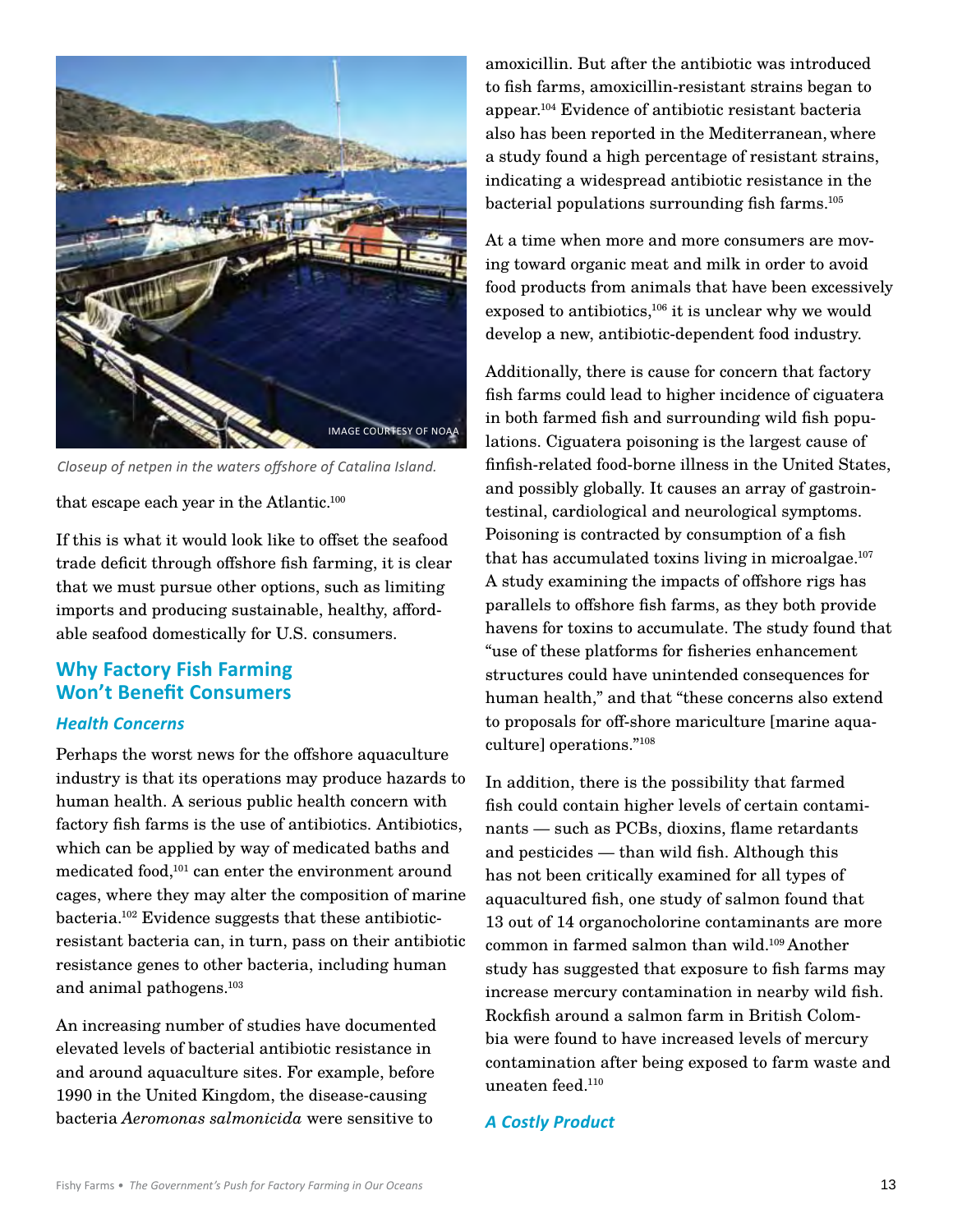Closeup of netpen in the waters offshore of Catalina Island.

that escape each year in the Atlantic.[100]

If this is what it would look like to offset the seafood trade deficit through offshore fish farming, it is clear that we must pursue other options, such as limiting imports and producing sustainable, healthy, affordable seafood domestically for U.S. consumers.

## Why Factory Fish Farming Won't Benefit Consumers

### *Health Concerns*

Perhaps the worst news for the offshore aquaculture industry is that its operations may produce hazards to human health. A serious public health concern with factory fish farms is the use of antibiotics. Antibiotics, which can be applied by way of medicated baths and medicated food,[101] can enter the environment around cages, where they may alter the composition of marine bacteria.[102] Evidence suggests that these antibiotic-resistant bacteria can, in turn, pass on their antibiotic resistance genes to other bacteria, including human and animal pathogens.[103]

An increasing number of studies have documented elevated levels of bacterial antibiotic resistance in and around aquaculture sites. For example, before 1990 in the United Kingdom, the disease-causing bacteria *Aeromonas salmonicida* were sensitive to amoxicillin. But after the antibiotic was introduced to fish farms, amoxicillin-resistant strains began to appear.[104] Evidence of antibiotic resistant bacteria also has been reported in the Mediterranean, where a study found a high percentage of resistant strains, indicating a widespread antibiotic resistance in the bacterial populations surrounding fish farms.[105]

At a time when more and more consumers are moving toward organic meat and milk in order to avoid food products from animals that have been excessively exposed to antibiotics,[106] it is unclear why we would develop a new, antibiotic-dependent food industry.

Additionally, there is cause for concern that factory fish farms could lead to higher incidence of ciguatera in both farmed fish and surrounding wild fish populations. Ciguatera poisoning is the largest cause of finfish-related food-borne illness in the United States, and possibly globally. It causes an array of gastrointestinal, cardiological and neurological symptoms. Poisoning is contracted by consumption of a fish that has accumulated toxins living in microalgae.[107] A study examining the impacts of offshore rigs has parallels to offshore fish farms, as they both provide havens for toxins to accumulate. The study found that "use of these platforms for fisheries enhancement structures could have unintended consequences for human health," and that "these concerns also extend to proposals for off-shore mariculture [marine aquaculture] operations."[108]

In addition, there is the possibility that farmed fish could contain higher levels of certain contaminants — such as PCBs, dioxins, flame retardants and pesticides — than wild fish. Although this has not been critically examined for all types of aquacultured fish, one study of salmon found that 13 out of 14 organocholorine contaminants are more common in farmed salmon than wild.[109] Another study has suggested that exposure to fish farms may increase mercury contamination in nearby wild fish. Rockfish around a salmon farm in British Columbia were found to have increased levels of mercury contamination after being exposed to farm waste and uneaten feed.[110]

### *A Costly Product*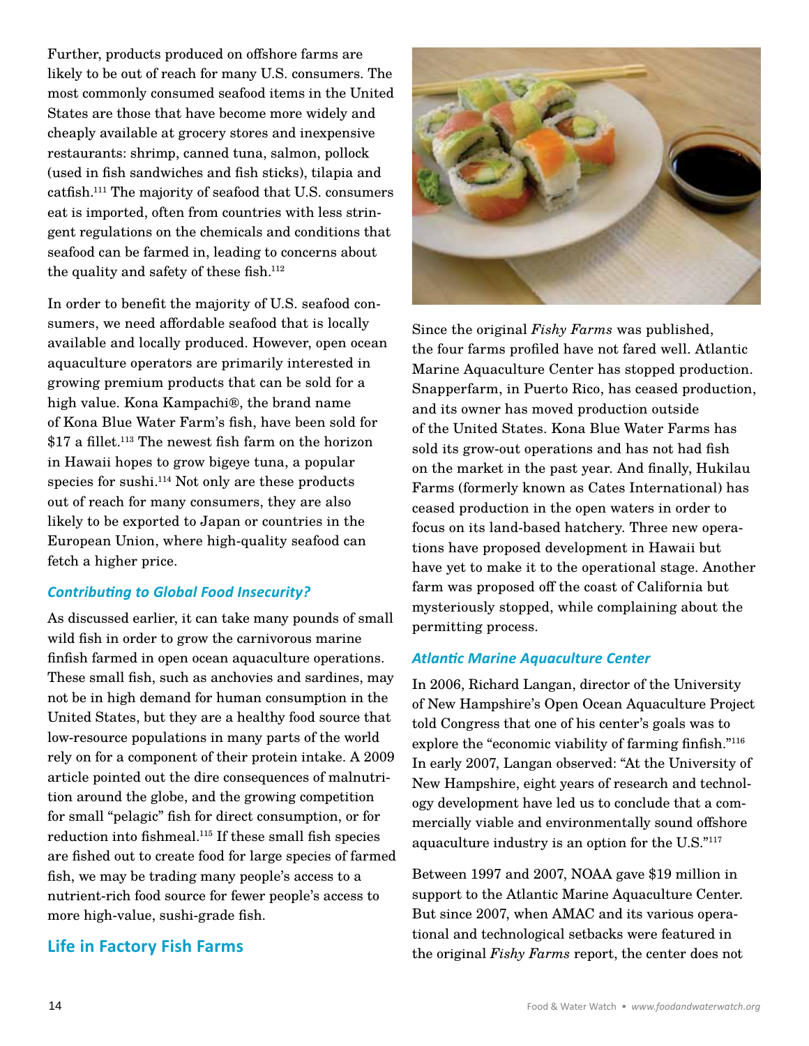Further, products produced on offshore farms are likely to be out of reach for many U.S. consumers. The most commonly consumed seafood items in the United States are those that have become more widely and cheaply available at grocery stores and inexpensive restaurants: shrimp, canned tuna, salmon, pollock (used in fish sandwiches and fish sticks), tilapia and catfish.[111] The majority of seafood that U.S. consumers eat is imported, often from countries with less stringent regulations on the chemicals and conditions that seafood can be farmed in, leading to concerns about the quality and safety of these fish.[112]

In order to benefit the majority of U.S. seafood consumers, we need affordable seafood that is locally available and locally produced. However, open ocean aquaculture operators are primarily interested in growing premium products that can be sold for a high value. Kona Kampachi®, the brand name of Kona Blue Water Farm's fish, have been sold for $17 a fillet.[113] The newest fish farm on the horizon in Hawaii hopes to grow bigeye tuna, a popular species for sushi.[114] Not only are these products out of reach for many consumers, they are also likely to be exported to Japan or countries in the European Union, where high-quality seafood can fetch a higher price.

### *Contributing to Global Food Insecurity?*

As discussed earlier, it can take many pounds of small wild fish in order to grow the carnivorous marine finfish farmed in open ocean aquaculture operations. These small fish, such as anchovies and sardines, may not be in high demand for human consumption in the United States, but they are a healthy food source that low-resource populations in many parts of the world rely on for a component of their protein intake. A 2009 article pointed out the dire consequences of malnutrition around the globe, and the growing competition for small "pelagic" fish for direct consumption, or for reduction into fishmeal.[115] If these small fish species are fished out to create food for large species of farmed fish, we may be trading many people's access to a nutrient-rich food source for fewer people's access to more high-value, sushi-grade fish.

## Life in Factory Fish Farms

Since the original *Fishy Farms* was published, the four farms profiled have not fared well. Atlantic Marine Aquaculture Center has stopped production. Snapperfarm, in Puerto Rico, has ceased production, and its owner has moved production outside of the United States. Kona Blue Water Farms has sold its grow-out operations and has not had fish on the market in the past year. And finally, Hukilau Farms (formerly known as Cates International) has ceased production in the open waters in order to focus on its land-based hatchery. Three new operations have proposed development in Hawaii but have yet to make it to the operational stage. Another farm was proposed off the coast of California but mysteriously stopped, while complaining about the permitting process.

### *Atlantic Marine Aquaculture Center*

In 2006, Richard Langan, director of the University of New Hampshire's Open Ocean Aquaculture Project told Congress that one of his center's goals was to explore the "economic viability of farming finfish."[116] In early 2007, Langan observed: "At the University of New Hampshire, eight years of research and technology development have led us to conclude that a commercially viable and environmentally sound offshore aquaculture industry is an option for the U.S."[117]

Between 1997 and 2007, NOAA gave $19 million in support to the Atlantic Marine Aquaculture Center. But since 2007, when AMAC and its various operational and technological setbacks were featured in the original *Fishy Farms* report, the center does not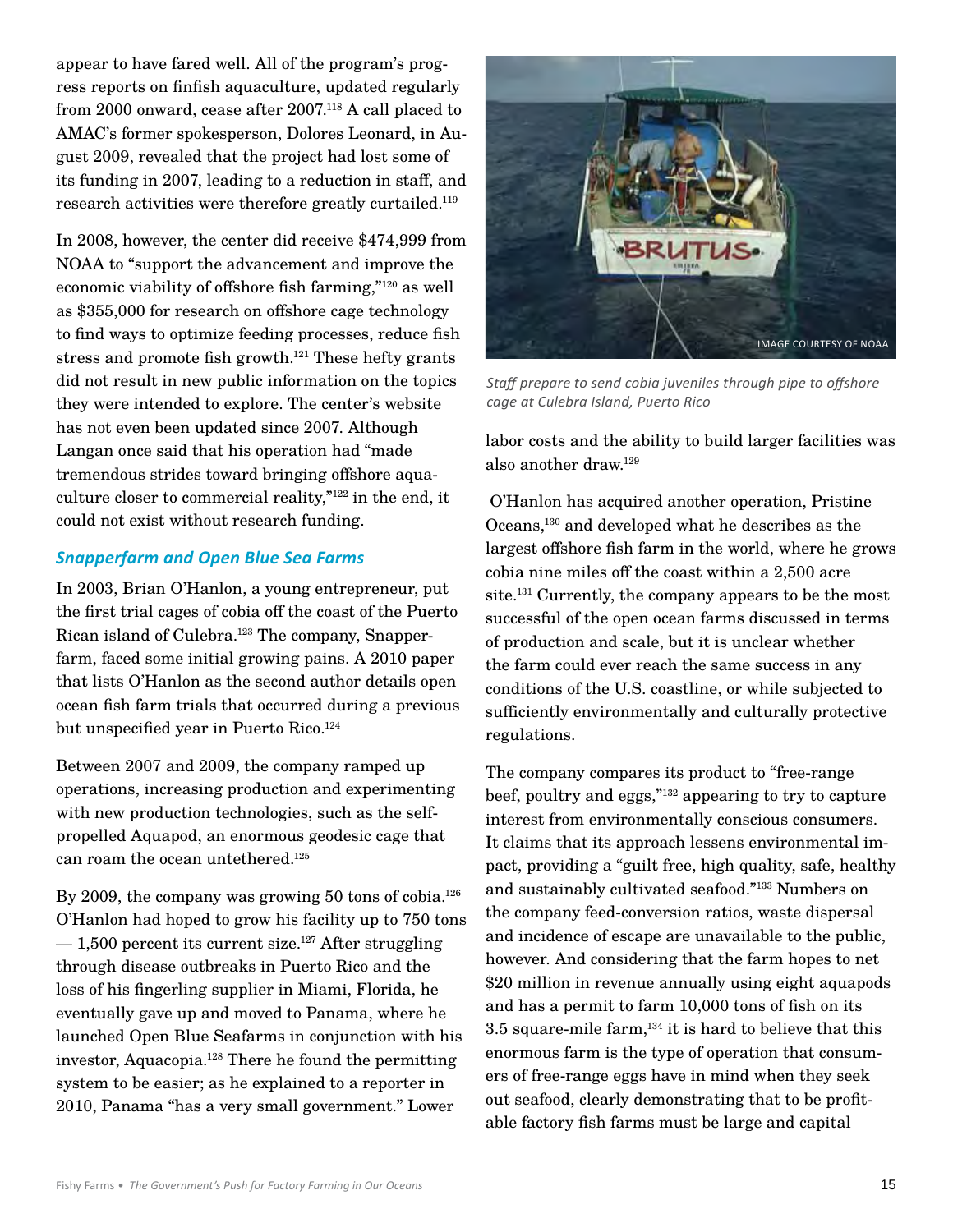appear to have fared well. All of the program's progress reports on finfish aquaculture, updated regularly from 2000 onward, cease after 2007.[118] A call placed to AMAC's former spokesperson, Dolores Leonard, in August 2009, revealed that the project had lost some of its funding in 2007, leading to a reduction in staff, and research activities were therefore greatly curtailed.[119]

In 2008, however, the center did receive $474,999 from NOAA to "support the advancement and improve the economic viability of offshore fish farming,"[120] as well as $355,000 for research on offshore cage technology to find ways to optimize feeding processes, reduce fish stress and promote fish growth.[121] These hefty grants did not result in new public information on the topics they were intended to explore. The center's website has not even been updated since 2007. Although Langan once said that his operation had "made tremendous strides toward bringing offshore aquaculture closer to commercial reality,"[122] in the end, it could not exist without research funding.

### *Snapperfarm and Open Blue Sea Farms*

In 2003, Brian O'Hanlon, a young entrepreneur, put the first trial cages of cobia off the coast of the Puerto Rican island of Culebra.[123] The company, Snapperfarm, faced some initial growing pains. A 2010 paper that lists O'Hanlon as the second author details open ocean fish farm trials that occurred during a previous but unspecified year in Puerto Rico.[124]

Between 2007 and 2009, the company ramped up operations, increasing production and experimenting with new production technologies, such as the self-propelled Aquapod, an enormous geodesic cage that can roam the ocean untethered.[125]

By 2009, the company was growing 50 tons of cobia.[126] O'Hanlon had hoped to grow his facility up to 750 tons — 1,500 percent its current size.[127] After struggling through disease outbreaks in Puerto Rico and the loss of his fingerling supplier in Miami, Florida, he eventually gave up and moved to Panama, where he launched Open Blue Seafarms in conjunction with his investor, Aquacopia.[128] There he found the permitting system to be easier; as he explained to a reporter in 2010, Panama "has a very small government." Lower labor costs and the ability to build larger facilities was also another draw.[129]

IMAGE COURTESY OF NOAA

*Staff prepare to send cobia juveniles through pipe to offshore cage at Culebra Island, Puerto Rico*

O'Hanlon has acquired another operation, Pristine Oceans,[130] and developed what he describes as the largest offshore fish farm in the world, where he grows cobia nine miles off the coast within a 2,500 acre site.[131] Currently, the company appears to be the most successful of the open ocean farms discussed in terms of production and scale, but it is unclear whether the farm could ever reach the same success in any conditions of the U.S. coastline, or while subjected to sufficiently environmentally and culturally protective regulations.

The company compares its product to "free-range beef, poultry and eggs,"[132] appearing to try to capture interest from environmentally conscious consumers. It claims that its approach lessens environmental impact, providing a "guilt free, high quality, safe, healthy and sustainably cultivated seafood."[133] Numbers on the company feed-conversion ratios, waste dispersal and incidence of escape are unavailable to the public, however. And considering that the farm hopes to net $20 million in revenue annually using eight aquapods and has a permit to farm 10,000 tons of fish on its 3.5 square-mile farm,[134] it is hard to believe that this enormous farm is the type of operation that consumers of free-range eggs have in mind when they seek out seafood, clearly demonstrating that to be profitable factory fish farms must be large and capital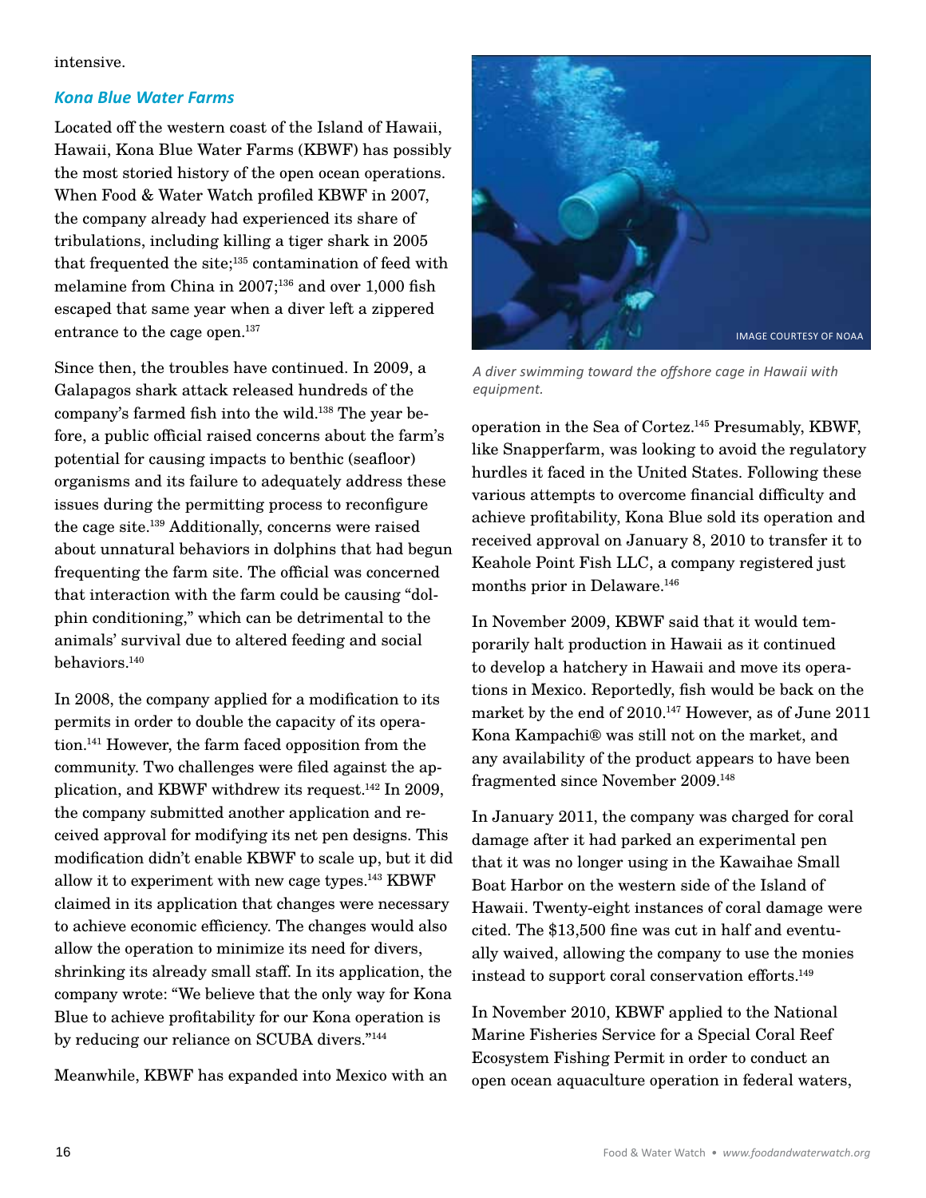intensive.

### *Kona Blue Water Farms*

Located off the western coast of the Island of Hawaii, Hawaii, Kona Blue Water Farms (KBWF) has possibly the most storied history of the open ocean operations. When Food & Water Watch profiled KBWF in 2007, the company already had experienced its share of tribulations, including killing a tiger shark in 2005 that frequented the site;[135] contamination of feed with melamine from China in 2007;[136] and over 1,000 fish escaped that same year when a diver left a zippered entrance to the cage open.[137]

Since then, the troubles have continued. In 2009, a Galapagos shark attack released hundreds of the company's farmed fish into the wild.[138] The year before, a public official raised concerns about the farm's potential for causing impacts to benthic (seafloor) organisms and its failure to adequately address these issues during the permitting process to reconfigure the cage site.[139] Additionally, concerns were raised about unnatural behaviors in dolphins that had begun frequenting the farm site. The official was concerned that interaction with the farm could be causing "dolphin conditioning," which can be detrimental to the animals' survival due to altered feeding and social behaviors.[140]

In 2008, the company applied for a modification to its permits in order to double the capacity of its operation.[141] However, the farm faced opposition from the community. Two challenges were filed against the application, and KBWF withdrew its request.[142] In 2009, the company submitted another application and received approval for modifying its net pen designs. This modification didn't enable KBWF to scale up, but it did allow it to experiment with new cage types.[143] KBWF claimed in its application that changes were necessary to achieve economic efficiency. The changes would also allow the operation to minimize its need for divers, shrinking its already small staff. In its application, the company wrote: "We believe that the only way for Kona Blue to achieve profitability for our Kona operation is by reducing our reliance on SCUBA divers."[144]

Meanwhile, KBWF has expanded into Mexico with an operation in the Sea of Cortez.[145] Presumably, KBWF, like Snapperfarm, was looking to avoid the regulatory hurdles it faced in the United States. Following these various attempts to overcome financial difficulty and achieve profitability, Kona Blue sold its operation and received approval on January 8, 2010 to transfer it to Keahole Point Fish LLC, a company registered just months prior in Delaware.[146]

IMAGE COURTESY OF NOAA

*A diver swimming toward the offshore cage in Hawaii with equipment.*

In November 2009, KBWF said that it would temporarily halt production in Hawaii as it continued to develop a hatchery in Hawaii and move its operations in Mexico. Reportedly, fish would be back on the market by the end of 2010.[147] However, as of June 2011 Kona Kampachi® was still not on the market, and any availability of the product appears to have been fragmented since November 2009.[148]

In January 2011, the company was charged for coral damage after it had parked an experimental pen that it was no longer using in the Kawaihae Small Boat Harbor on the western side of the Island of Hawaii. Twenty-eight instances of coral damage were cited. The $13,500 fine was cut in half and eventually waived, allowing the company to use the monies instead to support coral conservation efforts.[149]

In November 2010, KBWF applied to the National Marine Fisheries Service for a Special Coral Reef Ecosystem Fishing Permit in order to conduct an open ocean aquaculture operation in federal waters,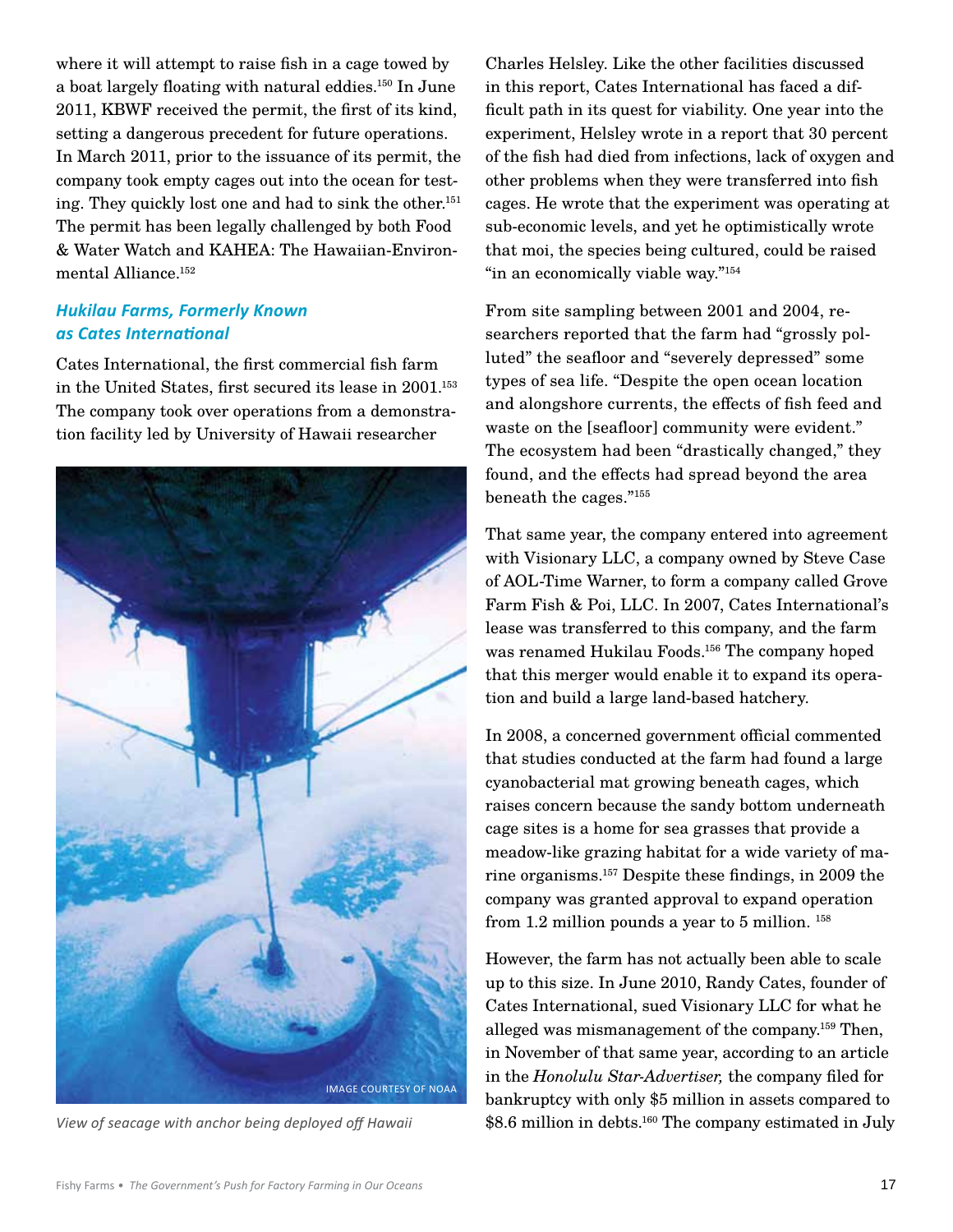where it will attempt to raise fish in a cage towed by a boat largely floating with natural eddies.[150] In June 2011, KBWF received the permit, the first of its kind, setting a dangerous precedent for future operations. In March 2011, prior to the issuance of its permit, the company took empty cages out into the ocean for testing. They quickly lost one and had to sink the other.[151] The permit has been legally challenged by both Food & Water Watch and KAHEA: The Hawaiian-Environmental Alliance.[152]

### *Hukilau Farms, Formerly Known as Cates International*

Cates International, the first commercial fish farm in the United States, first secured its lease in 2001.[153] The company took over operations from a demonstration facility led by University of Hawaii researcher Charles Helsley. Like the other facilities discussed in this report, Cates International has faced a difficult path in its quest for viability. One year into the experiment, Helsley wrote in a report that 30 percent of the fish had died from infections, lack of oxygen and other problems when they were transferred into fish cages. He wrote that the experiment was operating at sub-economic levels, and yet he optimistically wrote that moi, the species being cultured, could be raised "in an economically viable way."[154]

IMAGE COURTESY OF NOAA

*View of seacage with anchor being deployed off Hawaii*

From site sampling between 2001 and 2004, researchers reported that the farm had "grossly polluted" the seafloor and "severely depressed" some types of sea life. "Despite the open ocean location and alongshore currents, the effects of fish feed and waste on the [seafloor] community were evident." The ecosystem had been "drastically changed," they found, and the effects had spread beyond the area beneath the cages."[155]

That same year, the company entered into agreement with Visionary LLC, a company owned by Steve Case of AOL-Time Warner, to form a company called Grove Farm Fish & Poi, LLC. In 2007, Cates International's lease was transferred to this company, and the farm was renamed Hukilau Foods.[156] The company hoped that this merger would enable it to expand its operation and build a large land-based hatchery.

In 2008, a concerned government official commented that studies conducted at the farm had found a large cyanobacterial mat growing beneath cages, which raises concern because the sandy bottom underneath cage sites is a home for sea grasses that provide a meadow-like grazing habitat for a wide variety of marine organisms.[157] Despite these findings, in 2009 the company was granted approval to expand operation from 1.2 million pounds a year to 5 million.[158]

However, the farm has not actually been able to scale up to this size. In June 2010, Randy Cates, founder of Cates International, sued Visionary LLC for what he alleged was mismanagement of the company.[159] Then, in November of that same year, according to an article in the *Honolulu Star-Advertiser,* the company filed for bankruptcy with only $5 million in assets compared to $8.6 million in debts.[160] The company estimated in July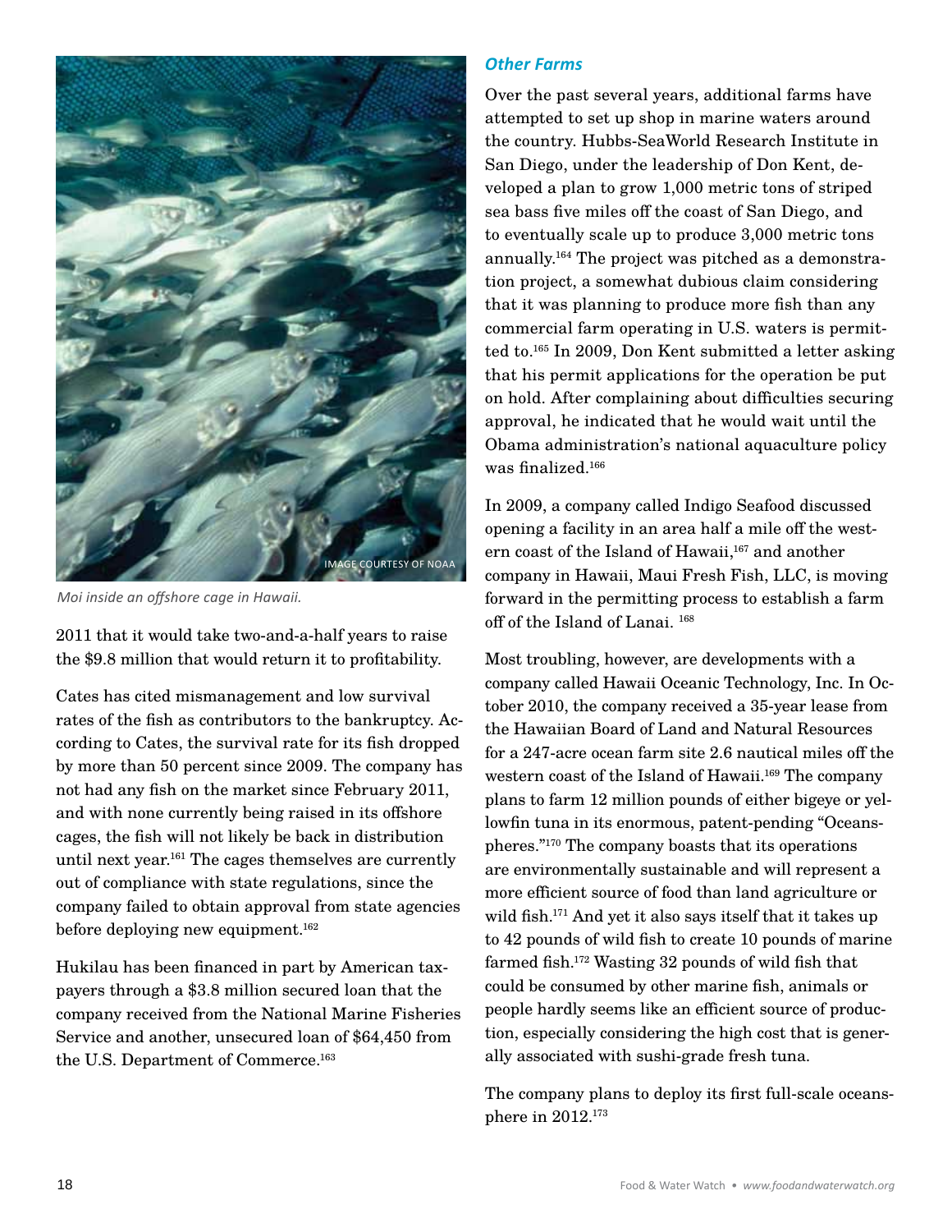Moi inside an offshore cage in Hawaii.

2011 that it would take two-and-a-half years to raise the $9.8 million that would return it to profitability.

Cates has cited mismanagement and low survival rates of the fish as contributors to the bankruptcy. According to Cates, the survival rate for its fish dropped by more than 50 percent since 2009. The company has not had any fish on the market since February 2011, and with none currently being raised in its offshore cages, the fish will not likely be back in distribution until next year.[161] The cages themselves are currently out of compliance with state regulations, since the company failed to obtain approval from state agencies before deploying new equipment.[162]

Hukilau has been financed in part by American taxpayers through a $3.8 million secured loan that the company received from the National Marine Fisheries Service and another, unsecured loan of $64,450 from the U.S. Department of Commerce.[163]

### *Other Farms*

Over the past several years, additional farms have attempted to set up shop in marine waters around the country. Hubbs-SeaWorld Research Institute in San Diego, under the leadership of Don Kent, developed a plan to grow 1,000 metric tons of striped sea bass five miles off the coast of San Diego, and to eventually scale up to produce 3,000 metric tons annually.[164] The project was pitched as a demonstration project, a somewhat dubious claim considering that it was planning to produce more fish than any commercial farm operating in U.S. waters is permitted to.[165] In 2009, Don Kent submitted a letter asking that his permit applications for the operation be put on hold. After complaining about difficulties securing approval, he indicated that he would wait until the Obama administration's national aquaculture policy was finalized.[166]

In 2009, a company called Indigo Seafood discussed opening a facility in an area half a mile off the western coast of the Island of Hawaii,[167] and another company in Hawaii, Maui Fresh Fish, LLC, is moving forward in the permitting process to establish a farm off of the Island of Lanai.[168]

Most troubling, however, are developments with a company called Hawaii Oceanic Technology, Inc. In October 2010, the company received a 35-year lease from the Hawaiian Board of Land and Natural Resources for a 247-acre ocean farm site 2.6 nautical miles off the western coast of the Island of Hawaii.[169] The company plans to farm 12 million pounds of either bigeye or yellowfin tuna in its enormous, patent-pending "Oceanspheres."[170] The company boasts that its operations are environmentally sustainable and will represent a more efficient source of food than land agriculture or wild fish.[171] And yet it also says itself that it takes up to 42 pounds of wild fish to create 10 pounds of marine farmed fish.[172] Wasting 32 pounds of wild fish that could be consumed by other marine fish, animals or people hardly seems like an efficient source of production, especially considering the high cost that is generally associated with sushi-grade fresh tuna.

The company plans to deploy its first full-scale oceansphere in 2012.[173]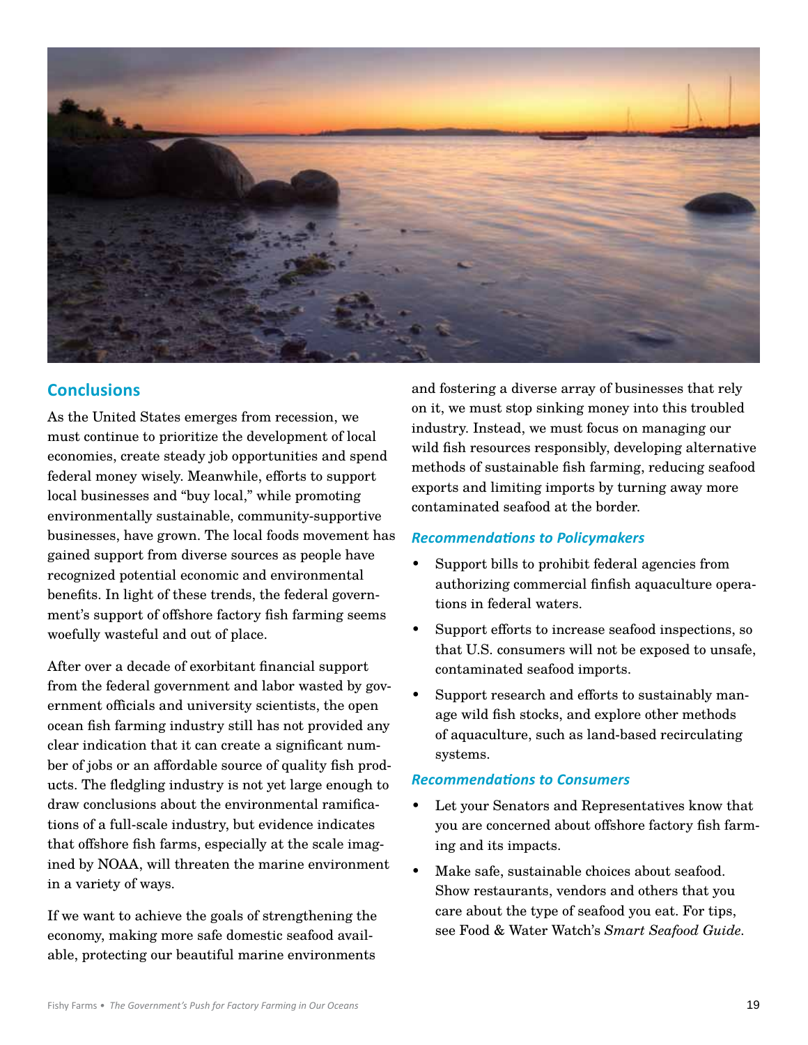## Conclusions

As the United States emerges from recession, we must continue to prioritize the development of local economies, create steady job opportunities and spend federal money wisely. Meanwhile, efforts to support local businesses and "buy local," while promoting environmentally sustainable, community-supportive businesses, have grown. The local foods movement has gained support from diverse sources as people have recognized potential economic and environmental benefits. In light of these trends, the federal government's support of offshore factory fish farming seems woefully wasteful and out of place.

After over a decade of exorbitant financial support from the federal government and labor wasted by government officials and university scientists, the open ocean fish farming industry still has not provided any clear indication that it can create a significant number of jobs or an affordable source of quality fish products. The fledgling industry is not yet large enough to draw conclusions about the environmental ramifications of a full-scale industry, but evidence indicates that offshore fish farms, especially at the scale imagined by NOAA, will threaten the marine environment in a variety of ways.

If we want to achieve the goals of strengthening the economy, making more safe domestic seafood available, protecting our beautiful marine environments and fostering a diverse array of businesses that rely on it, we must stop sinking money into this troubled industry. Instead, we must focus on managing our wild fish resources responsibly, developing alternative methods of sustainable fish farming, reducing seafood exports and limiting imports by turning away more contaminated seafood at the border.

### *Recommendations to Policymakers*

- Support bills to prohibit federal agencies from authorizing commercial finfish aquaculture operations in federal waters.
- Support efforts to increase seafood inspections, so that U.S. consumers will not be exposed to unsafe, contaminated seafood imports.
- Support research and efforts to sustainably manage wild fish stocks, and explore other methods of aquaculture, such as land-based recirculating systems.

### *Recommendations to Consumers*

- Let your Senators and Representatives know that you are concerned about offshore factory fish farming and its impacts.
- Make safe, sustainable choices about seafood. Show restaurants, vendors and others that you care about the type of seafood you eat. For tips, see Food & Water Watch's *Smart Seafood Guide*.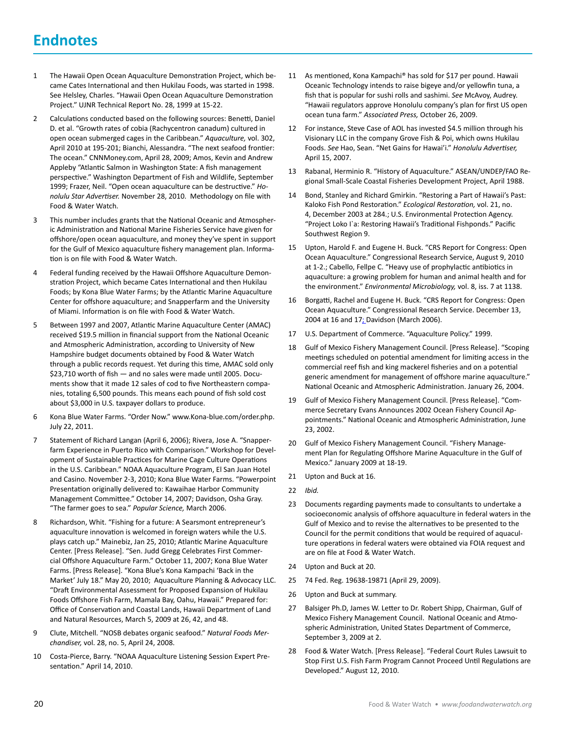# Endnotes

1. The Hawaii Open Ocean Aquaculture Demonstration Project, which became Cates International and then Hukilau Foods, was started in 1998. See Helsley, Charles. "Hawaii Open Ocean Aquaculture Demonstration Project." UJNR Technical Report No. 28, 1999 at 15-22.
2. Calculations conducted based on the following sources: Benetti, Daniel D. et al. "Growth rates of cobia (Rachycentron canadum) cultured in open ocean submerged cages in the Caribbean." *Aquaculture,* vol. 302, April 2010 at 195-201; Bianchi, Alessandra. "The next seafood frontier: The ocean." CNNMoney.com, April 28, 2009; Amos, Kevin and Andrew Appleby "Atlantic Salmon in Washington State: A fish management perspective." Washington Department of Fish and Wildlife, September 1999; Frazer, Neil. "Open ocean aquaculture can be destructive." *Honolulu Star Advertiser.* November 28, 2010. Methodology on file with Food & Water Watch.
3. This number includes grants that the National Oceanic and Atmospheric Administration and National Marine Fisheries Service have given for offshore/open ocean aquaculture, and money they've spent in support for the Gulf of Mexico aquaculture fishery management plan. Information is on file with Food & Water Watch.
4. Federal funding received by the Hawaii Offshore Aquaculture Demonstration Project, which became Cates International and then Hukilau Foods; by Kona Blue Water Farms; by the Atlantic Marine Aquaculture Center for offshore aquaculture; and Snapperfarm and the University of Miami. Information is on file with Food & Water Watch.
5. Between 1997 and 2007, Atlantic Marine Aquaculture Center (AMAC) received $19.5 million in financial support from the National Oceanic and Atmospheric Administration, according to University of New Hampshire budget documents obtained by Food & Water Watch through a public records request. Yet during this time, AMAC sold only $23,710 worth of fish — and no sales were made until 2005. Documents show that it made 12 sales of cod to five Northeastern companies, totaling 6,500 pounds. This means each pound of fish sold cost about $3,000 in U.S. taxpayer dollars to produce.
6. Kona Blue Water Farms. "Order Now." www.Kona-blue.com/order.php. July 22, 2011.
7. Statement of Richard Langan (April 6, 2006); Rivera, Jose A. "Snapperfarm Experience in Puerto Rico with Comparison." Workshop for Development of Sustainable Practices for Marine Cage Culture Operations in the U.S. Caribbean." NOAA Aquaculture Program, El San Juan Hotel and Casino. November 2-3, 2010; Kona Blue Water Farms. "Powerpoint Presentation originally delivered to: Kawaihae Harbor Community Management Committee." October 14, 2007; Davidson, Osha Gray. "The farmer goes to sea." *Popular Science,* March 2006.
8. Richardson, Whit. "Fishing for a future: A Searsmont entrepreneur's aquaculture innovation is welcomed in foreign waters while the U.S. plays catch up." Mainebiz, Jan 25, 2010; Atlantic Marine Aquaculture Center. [Press Release]. "Sen. Judd Gregg Celebrates First Commercial Offshore Aquaculture Farm." October 11, 2007; Kona Blue Water Farms. [Press Release]. "Kona Blue's Kona Kampachi 'Back in the Market' July 18." May 20, 2010; Aquaculture Planning & Advocacy LLC. "Draft Environmental Assessment for Proposed Expansion of Hukilau Foods Offshore Fish Farm, Mamala Bay, Oahu, Hawaii." Prepared for: Office of Conservation and Coastal Lands, Hawaii Department of Land and Natural Resources, March 5, 2009 at 26, 42, and 48.
9. Clute, Mitchell. "NOSB debates organic seafood." *Natural Foods Merchandiser,* vol. 28, no. 5, April 24, 2008.
10. Costa-Pierce, Barry. "NOAA Aquaculture Listening Session Expert Presentation." April 14, 2010.
11. As mentioned, Kona Kampachi® has sold for $17 per pound. Hawaii Oceanic Technology intends to raise bigeye and/or yellowfin tuna, a fish that is popular for sushi rolls and sashimi. *See* McAvoy, Audrey. "Hawaii regulators approve Honolulu company's plan for first US open ocean tuna farm." *Associated Press,* October 26, 2009.
12. For instance, Steve Case of AOL has invested $4.5 million through his Visionary LLC in the company Grove Fish & Poi, which owns Hukilau Foods. *See* Hao, Sean. "Net Gains for Hawai'i." *Honolulu Advertiser,* April 15, 2007.
13. Rabanal, Herminio R. "History of Aquaculture." ASEAN/UNDEP/FAO Regional Small-Scale Coastal Fisheries Development Project, April 1988.
14. Bond, Stanley and Richard Gmirkin. "Restoring a Part of Hawaii's Past: Kaloko Fish Pond Restoration." *Ecological Restoration,* vol. 21, no. 4, December 2003 at 284.; U.S. Environmental Protection Agency. "Project Loko I`a: Restoring Hawaii's Traditional Fishponds." Pacific Southwest Region 9.
15. Upton, Harold F. and Eugene H. Buck. "CRS Report for Congress: Open Ocean Aquaculture." Congressional Research Service, August 9, 2010 at 1-2.; Cabello, Fellpe C. "Heavy use of prophylactic antibiotics in aquaculture: a growing problem for human and animal health and for the environment." *Environmental Microbiology,* vol. 8, iss. 7 at 1138.
16. Borgatti, Rachel and Eugene H. Buck. "CRS Report for Congress: Open Ocean Aquaculture." Congressional Research Service. December 13, 2004 at 16 and 17; Davidson (March 2006).
17. U.S. Department of Commerce. "Aquaculture Policy." 1999.
18. Gulf of Mexico Fishery Management Council. [Press Release]. "Scoping meetings scheduled on potential amendment for limiting access in the commercial reef fish and king mackerel fisheries and on a potential generic amendment for management of offshore marine aquaculture." National Oceanic and Atmospheric Administration. January 26, 2004.
19. Gulf of Mexico Fishery Management Council. [Press Release]. "Commerce Secretary Evans Announces 2002 Ocean Fishery Council Appointments." National Oceanic and Atmospheric Administration, June 23, 2002.
20. Gulf of Mexico Fishery Management Council. "Fishery Management Plan for Regulating Offshore Marine Aquaculture in the Gulf of Mexico." January 2009 at 18-19.
21. Upton and Buck at 16.
22. *Ibid.*
23. Documents regarding payments made to consultants to undertake a socioeconomic analysis of offshore aquaculture in federal waters in the Gulf of Mexico and to revise the alternatives to be presented to the Council for the permit conditions that would be required of aquaculture operations in federal waters were obtained via FOIA request and are on file at Food & Water Watch.
24. Upton and Buck at 20.
25. 74 Fed. Reg. 19638-19871 (April 29, 2009).
26. Upton and Buck at summary.
27. Balsiger Ph.D, James W. Letter to Dr. Robert Shipp, Chairman, Gulf of Mexico Fishery Management Council. National Oceanic and Atmospheric Administration, United States Department of Commerce, September 3, 2009 at 2.
28. Food & Water Watch. [Press Release]. "Federal Court Rules Lawsuit to Stop First U.S. Fish Farm Program Cannot Proceed Until Regulations are Developed." August 12, 2010.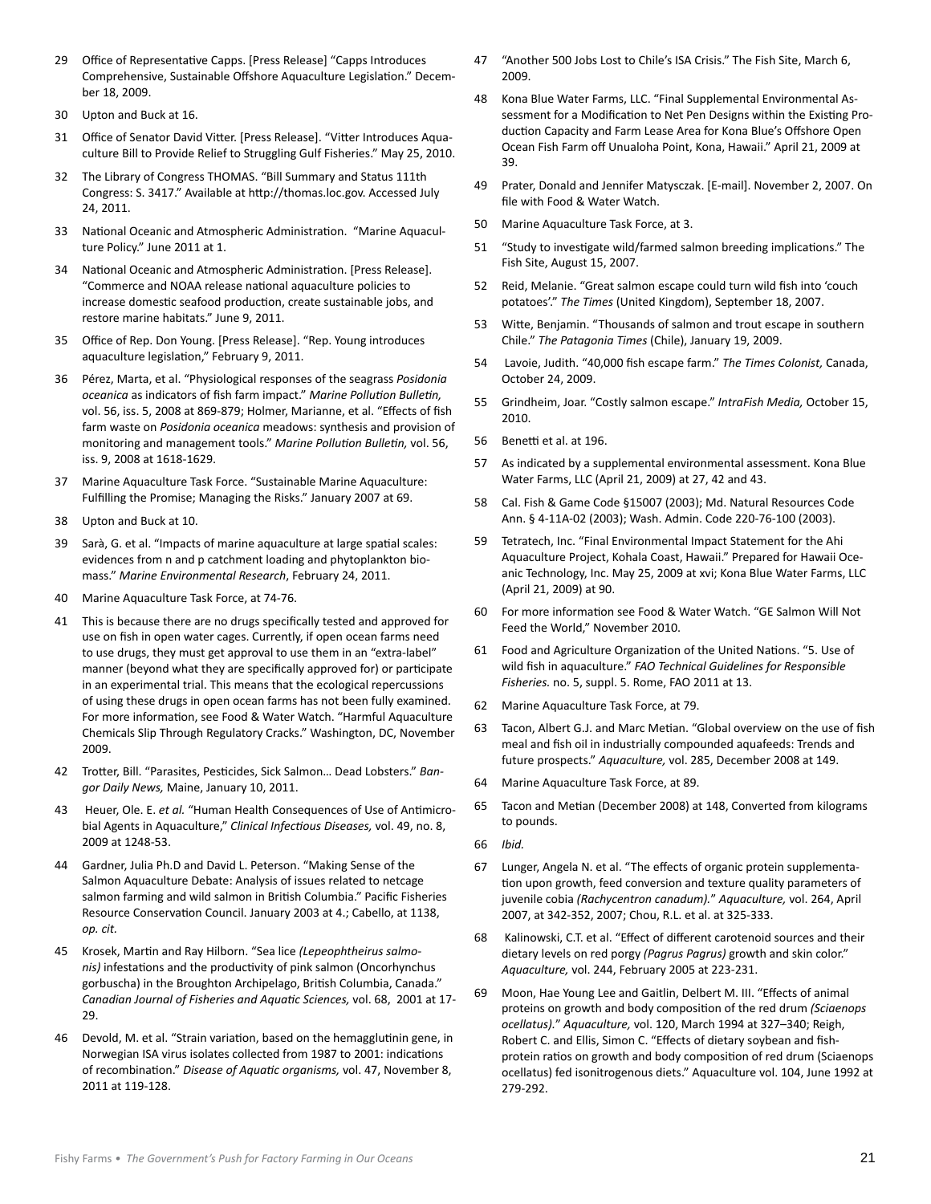29 Office of Representative Capps. [Press Release] “Capps Introduces Comprehensive, Sustainable Offshore Aquaculture Legislation.” December 18, 2009.

30 Upton and Buck at 16.

31 Office of Senator David Vitter. [Press Release]. “Vitter Introduces Aquaculture Bill to Provide Relief to Struggling Gulf Fisheries.” May 25, 2010.

32 The Library of Congress THOMAS. “Bill Summary and Status 111th Congress: S. 3417.” Available at http://thomas.loc.gov. Accessed July 24, 2011.

33 National Oceanic and Atmospheric Administration. “Marine Aquaculture Policy.” June 2011 at 1.

34 National Oceanic and Atmospheric Administration. [Press Release]. “Commerce and NOAA release national aquaculture policies to increase domestic seafood production, create sustainable jobs, and restore marine habitats.” June 9, 2011.

35 Office of Rep. Don Young. [Press Release]. “Rep. Young introduces aquaculture legislation,” February 9, 2011.

36 Pérez, Marta, et al. “Physiological responses of the seagrass *Posidonia oceanica* as indicators of fish farm impact.” *Marine Pollution Bulletin,* vol. 56, iss. 5, 2008 at 869-879; Holmer, Marianne, et al. “Effects of fish farm waste on *Posidonia oceanica* meadows: synthesis and provision of monitoring and management tools.” *Marine Pollution Bulletin,* vol. 56, iss. 9, 2008 at 1618-1629.

37 Marine Aquaculture Task Force. “Sustainable Marine Aquaculture: Fulfilling the Promise; Managing the Risks.” January 2007 at 69.

38 Upton and Buck at 10.

39 Sarà, G. et al. “Impacts of marine aquaculture at large spatial scales: evidences from n and p catchment loading and phytoplankton biomass.” *Marine Environmental Research*, February 24, 2011.

40 Marine Aquaculture Task Force, at 74-76.

41 This is because there are no drugs specifically tested and approved for use on fish in open water cages. Currently, if open ocean farms need to use drugs, they must get approval to use them in an “extra-label” manner (beyond what they are specifically approved for) or participate in an experimental trial. This means that the ecological repercussions of using these drugs in open ocean farms has not been fully examined. For more information, see Food & Water Watch. “Harmful Aquaculture Chemicals Slip Through Regulatory Cracks.” Washington, DC, November 2009.

42 Trotter, Bill. “Parasites, Pesticides, Sick Salmon… Dead Lobsters.” *Bangor Daily News,* Maine, January 10, 2011.

43 Heuer, Ole. E. *et al.* “Human Health Consequences of Use of Antimicrobial Agents in Aquaculture,” *Clinical Infectious Diseases,* vol. 49, no. 8, 2009 at 1248-53.

44 Gardner, Julia Ph.D and David L. Peterson. “Making Sense of the Salmon Aquaculture Debate: Analysis of issues related to netcage salmon farming and wild salmon in British Columbia.” Pacific Fisheries Resource Conservation Council. January 2003 at 4.; Cabello, at 1138, *op. cit.*

45 Krosek, Martin and Ray Hilborn. “Sea lice *(Lepeophtheirus salmonis)* infestations and the productivity of pink salmon (Oncorhynchus gorbuscha) in the Broughton Archipelago, British Columbia, Canada.” *Canadian Journal of Fisheries and Aquatic Sciences,* vol. 68, 2001 at 17-29.

46 Devold, M. et al. “Strain variation, based on the hemagglutinin gene, in Norwegian ISA virus isolates collected from 1987 to 2001: indications of recombination.” *Disease of Aquatic organisms,* vol. 47, November 8, 2011 at 119-128.

47 “Another 500 Jobs Lost to Chile’s ISA Crisis.” The Fish Site, March 6, 2009.

48 Kona Blue Water Farms, LLC. “Final Supplemental Environmental Assessment for a Modification to Net Pen Designs within the Existing Production Capacity and Farm Lease Area for Kona Blue’s Offshore Open Ocean Fish Farm off Unualoha Point, Kona, Hawaii.” April 21, 2009 at 39.

49 Prater, Donald and Jennifer Matysczak. [E-mail]. November 2, 2007. On file with Food & Water Watch.

50 Marine Aquaculture Task Force, at 3.

51 “Study to investigate wild/farmed salmon breeding implications.” The Fish Site, August 15, 2007.

52 Reid, Melanie. “Great salmon escape could turn wild fish into ‘couch potatoes’.” *The Times* (United Kingdom), September 18, 2007.

53 Witte, Benjamin. “Thousands of salmon and trout escape in southern Chile.” *The Patagonia Times* (Chile), January 19, 2009.

54 Lavoie, Judith. “40,000 fish escape farm.” *The Times Colonist,* Canada, October 24, 2009.

55 Grindheim, Joar. “Costly salmon escape.” *IntraFish Media,* October 15, 2010.

56 Benetti et al. at 196.

57 As indicated by a supplemental environmental assessment. Kona Blue Water Farms, LLC (April 21, 2009) at 27, 42 and 43.

58 Cal. Fish & Game Code §15007 (2003); Md. Natural Resources Code Ann. § 4-11A-02 (2003); Wash. Admin. Code 220-76-100 (2003).

59 Tetratech, Inc. “Final Environmental Impact Statement for the Ahi Aquaculture Project, Kohala Coast, Hawaii.” Prepared for Hawaii Oceanic Technology, Inc. May 25, 2009 at xvi; Kona Blue Water Farms, LLC (April 21, 2009) at 90.

60 For more information see Food & Water Watch. “GE Salmon Will Not Feed the World,” November 2010.

61 Food and Agriculture Organization of the United Nations. “5. Use of wild fish in aquaculture.” *FAO Technical Guidelines for Responsible Fisheries.* no. 5, suppl. 5. Rome, FAO 2011 at 13.

62 Marine Aquaculture Task Force, at 79.

63 Tacon, Albert G.J. and Marc Metian. “Global overview on the use of fish meal and fish oil in industrially compounded aquafeeds: Trends and future prospects.” *Aquaculture,* vol. 285, December 2008 at 149.

64 Marine Aquaculture Task Force, at 89.

65 Tacon and Metian (December 2008) at 148, Converted from kilograms to pounds.

66 *Ibid.*

67 Lunger, Angela N. et al. “The effects of organic protein supplementation upon growth, feed conversion and texture quality parameters of juvenile cobia *(Rachycentron canadum).*” *Aquaculture,* vol. 264, April 2007, at 342-352, 2007; Chou, R.L. et al. at 325-333.

68 Kalinowski, C.T. et al. “Effect of different carotenoid sources and their dietary levels on red porgy *(Pagrus Pagrus)* growth and skin color.” *Aquaculture,* vol. 244, February 2005 at 223-231.

69 Moon, Hae Young Lee and Gaitlin, Delbert M. III. “Effects of animal proteins on growth and body composition of the red drum *(Sciaenops ocellatus).*” *Aquaculture,* vol. 120, March 1994 at 327–340; Reigh, Robert C. and Ellis, Simon C. “Effects of dietary soybean and fish-protein ratios on growth and body composition of red drum (Sciaenops ocellatus) fed isonitrogenous diets.” Aquaculture vol. 104, June 1992 at 279-292.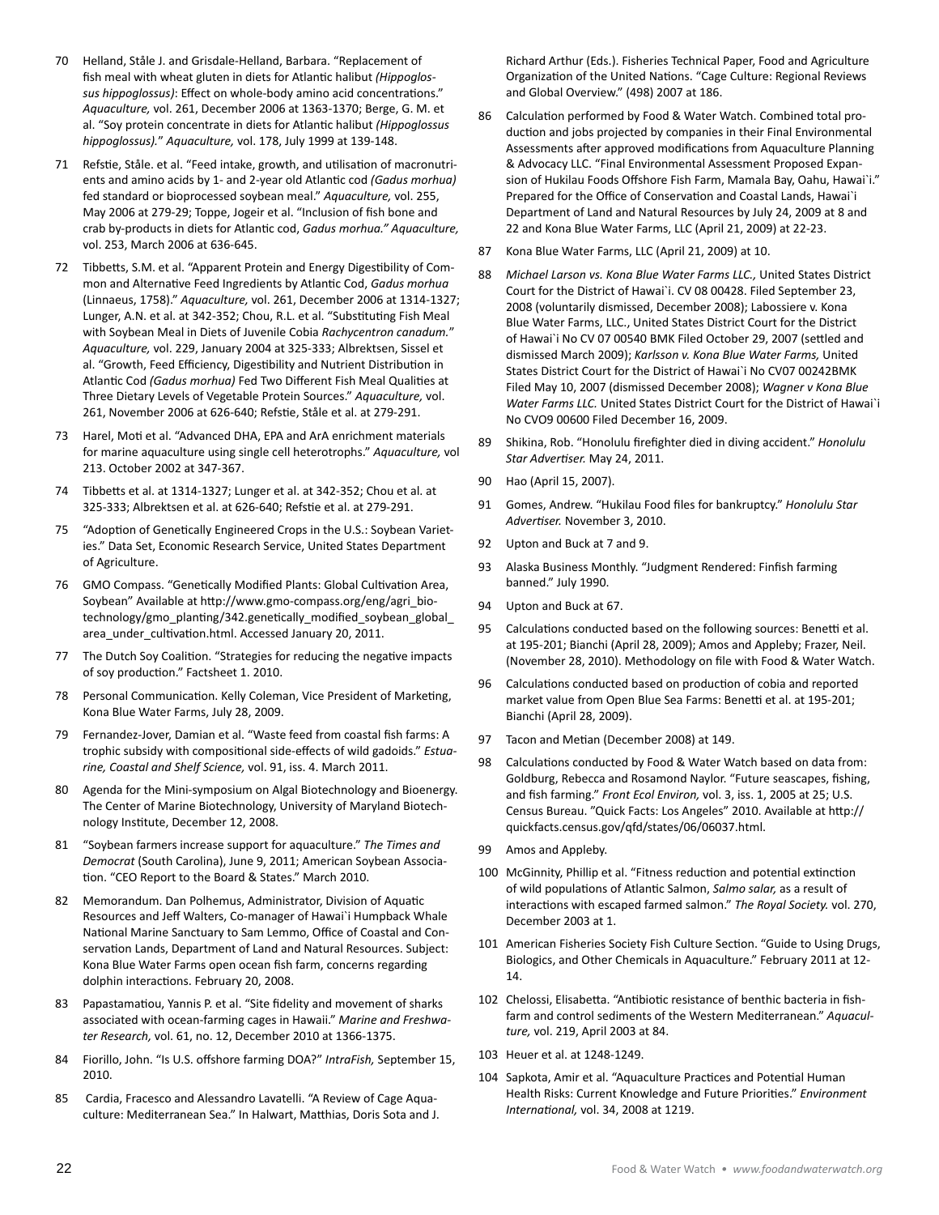70 Helland, Ståle J. and Grisdale-Helland, Barbara. "Replacement of fish meal with wheat gluten in diets for Atlantic halibut *(Hippoglossus hippoglossus)*: Effect on whole-body amino acid concentrations." *Aquaculture,* vol. 261, December 2006 at 1363-1370; Berge, G. M. et al. "Soy protein concentrate in diets for Atlantic halibut *(Hippoglossus hippoglossus).*" *Aquaculture,* vol. 178, July 1999 at 139-148.

71 Refstie, Ståle. et al. "Feed intake, growth, and utilisation of macronutrients and amino acids by 1- and 2-year old Atlantic cod *(Gadus morhua)* fed standard or bioprocessed soybean meal." *Aquaculture,* vol. 255, May 2006 at 279-29; Toppe, Jogeir et al. "Inclusion of fish bone and crab by-products in diets for Atlantic cod, *Gadus morhua." Aquaculture,* vol. 253, March 2006 at 636-645.

72 Tibbetts, S.M. et al. "Apparent Protein and Energy Digestibility of Common and Alternative Feed Ingredients by Atlantic Cod, *Gadus morhua* (Linnaeus, 1758)." *Aquaculture,* vol. 261, December 2006 at 1314-1327; Lunger, A.N. et al. at 342-352; Chou, R.L. et al. "Substituting Fish Meal with Soybean Meal in Diets of Juvenile Cobia *Rachycentron canadum.*" *Aquaculture,* vol. 229, January 2004 at 325-333; Albrektsen, Sissel et al. "Growth, Feed Efficiency, Digestibility and Nutrient Distribution in Atlantic Cod *(Gadus morhua)* Fed Two Different Fish Meal Qualities at Three Dietary Levels of Vegetable Protein Sources." *Aquaculture,* vol. 261, November 2006 at 626-640; Refstie, Ståle et al. at 279-291.

73 Harel, Moti et al. "Advanced DHA, EPA and ArA enrichment materials for marine aquaculture using single cell heterotrophs." *Aquaculture,* vol 213. October 2002 at 347-367.

74 Tibbetts et al. at 1314-1327; Lunger et al. at 342-352; Chou et al. at 325-333; Albrektsen et al. at 626-640; Refstie et al. at 279-291.

75 "Adoption of Genetically Engineered Crops in the U.S.: Soybean Varieties." Data Set, Economic Research Service, United States Department of Agriculture.

76 GMO Compass. "Genetically Modified Plants: Global Cultivation Area, Soybean" Available at http://www.gmo-compass.org/eng/agri_biotechnology/gmo_planting/342.genetically_modified_soybean_global_area_under_cultivation.html. Accessed January 20, 2011.

77 The Dutch Soy Coalition. "Strategies for reducing the negative impacts of soy production." Factsheet 1. 2010.

78 Personal Communication. Kelly Coleman, Vice President of Marketing, Kona Blue Water Farms, July 28, 2009.

79 Fernandez-Jover, Damian et al. "Waste feed from coastal fish farms: A trophic subsidy with compositional side-effects of wild gadoids." *Estuarine, Coastal and Shelf Science,* vol. 91, iss. 4. March 2011.

80 Agenda for the Mini-symposium on Algal Biotechnology and Bioenergy. The Center of Marine Biotechnology, University of Maryland Biotechnology Institute, December 12, 2008.

81 "Soybean farmers increase support for aquaculture." *The Times and Democrat* (South Carolina), June 9, 2011; American Soybean Association. "CEO Report to the Board & States." March 2010.

82 Memorandum. Dan Polhemus, Administrator, Division of Aquatic Resources and Jeff Walters, Co-manager of Hawai`i Humpback Whale National Marine Sanctuary to Sam Lemmo, Office of Coastal and Conservation Lands, Department of Land and Natural Resources. Subject: Kona Blue Water Farms open ocean fish farm, concerns regarding dolphin interactions. February 20, 2008.

83 Papastamatiou, Yannis P. et al. "Site fidelity and movement of sharks associated with ocean-farming cages in Hawaii." *Marine and Freshwater Research,* vol. 61, no. 12, December 2010 at 1366-1375.

84 Fiorillo, John. "Is U.S. offshore farming DOA?" *IntraFish,* September 15, 2010.

85 Cardia, Fracesco and Alessandro Lavatelli. "A Review of Cage Aquaculture: Mediterranean Sea." In Halwart, Matthias, Doris Sota and J. Richard Arthur (Eds.). Fisheries Technical Paper, Food and Agriculture Organization of the United Nations. "Cage Culture: Regional Reviews and Global Overview." (498) 2007 at 186.

86 Calculation performed by Food & Water Watch. Combined total production and jobs projected by companies in their Final Environmental Assessments after approved modifications from Aquaculture Planning & Advocacy LLC. "Final Environmental Assessment Proposed Expansion of Hukilau Foods Offshore Fish Farm, Mamala Bay, Oahu, Hawai`i." Prepared for the Office of Conservation and Coastal Lands, Hawai`i Department of Land and Natural Resources by July 24, 2009 at 8 and 22 and Kona Blue Water Farms, LLC (April 21, 2009) at 22-23.

87 Kona Blue Water Farms, LLC (April 21, 2009) at 10.

88 *Michael Larson vs. Kona Blue Water Farms LLC.,* United States District Court for the District of Hawai`i. CV 08 00428. Filed September 23, 2008 (voluntarily dismissed, December 2008); Labossiere v. Kona Blue Water Farms, LLC., United States District Court for the District of Hawai`i No CV 07 00540 BMK Filed October 29, 2007 (settled and dismissed March 2009); *Karlsson v. Kona Blue Water Farms,* United States District Court for the District of Hawai`i No CV07 00242BMK Filed May 10, 2007 (dismissed December 2008); *Wagner v Kona Blue Water Farms LLC.* United States District Court for the District of Hawai`i No CVO9 00600 Filed December 16, 2009.

89 Shikina, Rob. "Honolulu firefighter died in diving accident." *Honolulu Star Advertiser.* May 24, 2011.

90 Hao (April 15, 2007).

91 Gomes, Andrew. "Hukilau Food files for bankruptcy." *Honolulu Star Advertiser.* November 3, 2010.

92 Upton and Buck at 7 and 9.

93 Alaska Business Monthly. "Judgment Rendered: Finfish farming banned." July 1990.

94 Upton and Buck at 67.

95 Calculations conducted based on the following sources: Benetti et al. at 195-201; Bianchi (April 28, 2009); Amos and Appleby; Frazer, Neil. (November 28, 2010). Methodology on file with Food & Water Watch.

96 Calculations conducted based on production of cobia and reported market value from Open Blue Sea Farms: Benetti et al. at 195-201; Bianchi (April 28, 2009).

97 Tacon and Metian (December 2008) at 149.

98 Calculations conducted by Food & Water Watch based on data from: Goldburg, Rebecca and Rosamond Naylor. "Future seascapes, fishing, and fish farming." *Front Ecol Environ,* vol. 3, iss. 1, 2005 at 25; U.S. Census Bureau. "Quick Facts: Los Angeles" 2010. Available at http://quickfacts.census.gov/qfd/states/06/06037.html.

99 Amos and Appleby.

100 McGinnity, Phillip et al. "Fitness reduction and potential extinction of wild populations of Atlantic Salmon, *Salmo salar,* as a result of interactions with escaped farmed salmon." *The Royal Society.* vol. 270, December 2003 at 1.

101 American Fisheries Society Fish Culture Section. "Guide to Using Drugs, Biologics, and Other Chemicals in Aquaculture." February 2011 at 12-14.

102 Chelossi, Elisabetta. "Antibiotic resistance of benthic bacteria in fish-farm and control sediments of the Western Mediterranean." *Aquaculture,* vol. 219, April 2003 at 84.

103 Heuer et al. at 1248-1249.

104 Sapkota, Amir et al. "Aquaculture Practices and Potential Human Health Risks: Current Knowledge and Future Priorities." *Environment International,* vol. 34, 2008 at 1219.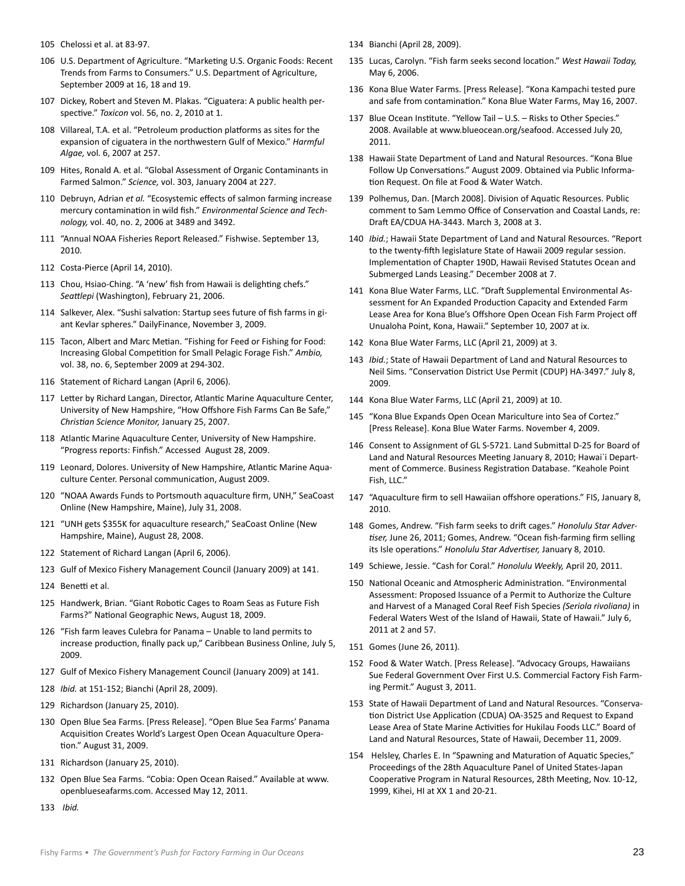105 Chelossi et al. at 83-97.

106 U.S. Department of Agriculture. "Marketing U.S. Organic Foods: Recent Trends from Farms to Consumers." U.S. Department of Agriculture, September 2009 at 16, 18 and 19.

107 Dickey, Robert and Steven M. Plakas. "Ciguatera: A public health perspective." *Toxicon* vol. 56, no. 2, 2010 at 1.

108 Villareal, T.A. et al. "Petroleum production platforms as sites for the expansion of ciguatera in the northwestern Gulf of Mexico." *Harmful Algae,* vol. 6, 2007 at 257.

109 Hites, Ronald A. et al. "Global Assessment of Organic Contaminants in Farmed Salmon." *Science,* vol. 303, January 2004 at 227.

110 Debruyn, Adrian *et al.* "Ecosystemic effects of salmon farming increase mercury contamination in wild fish." *Environmental Science and Technology,* vol. 40, no. 2, 2006 at 3489 and 3492.

111 "Annual NOAA Fisheries Report Released." Fishwise. September 13, 2010.

112 Costa-Pierce (April 14, 2010).

113 Chou, Hsiao-Ching. "A 'new' fish from Hawaii is delighting chefs." *Seattlepi* (Washington), February 21, 2006.

114 Salkever, Alex. "Sushi salvation: Startup sees future of fish farms in giant Kevlar spheres." DailyFinance, November 3, 2009.

115 Tacon, Albert and Marc Metian. "Fishing for Feed or Fishing for Food: Increasing Global Competition for Small Pelagic Forage Fish." *Ambio,* vol. 38, no. 6, September 2009 at 294-302.

116 Statement of Richard Langan (April 6, 2006).

117 Letter by Richard Langan, Director, Atlantic Marine Aquaculture Center, University of New Hampshire, "How Offshore Fish Farms Can Be Safe," *Christian Science Monitor,* January 25, 2007.

118 Atlantic Marine Aquaculture Center, University of New Hampshire. "Progress reports: Finfish." Accessed August 28, 2009.

119 Leonard, Dolores. University of New Hampshire, Atlantic Marine Aquaculture Center. Personal communication, August 2009.

120 "NOAA Awards Funds to Portsmouth aquaculture firm, UNH," SeaCoast Online (New Hampshire, Maine), July 31, 2008.

121 "UNH gets $355K for aquaculture research," SeaCoast Online (New Hampshire, Maine), August 28, 2008.

122 Statement of Richard Langan (April 6, 2006).

123 Gulf of Mexico Fishery Management Council (January 2009) at 141.

124 Benetti et al.

125 Handwerk, Brian. "Giant Robotic Cages to Roam Seas as Future Fish Farms?" National Geographic News, August 18, 2009.

126 "Fish farm leaves Culebra for Panama – Unable to land permits to increase production, finally pack up," Caribbean Business Online, July 5, 2009.

127 Gulf of Mexico Fishery Management Council (January 2009) at 141.

128 *Ibid.* at 151-152; Bianchi (April 28, 2009).

129 Richardson (January 25, 2010).

130 Open Blue Sea Farms. [Press Release]. "Open Blue Sea Farms' Panama Acquisition Creates World's Largest Open Ocean Aquaculture Operation." August 31, 2009.

131 Richardson (January 25, 2010).

132 Open Blue Sea Farms. "Cobia: Open Ocean Raised." Available at www.openblueseafarms.com. Accessed May 12, 2011.

133 *Ibid.*

134 Bianchi (April 28, 2009).

135 Lucas, Carolyn. "Fish farm seeks second location." *West Hawaii Today,* May 6, 2006.

136 Kona Blue Water Farms. [Press Release]. "Kona Kampachi tested pure and safe from contamination." Kona Blue Water Farms, May 16, 2007.

137 Blue Ocean Institute. "Yellow Tail – U.S. – Risks to Other Species." 2008. Available at www.blueocean.org/seafood. Accessed July 20, 2011.

138 Hawaii State Department of Land and Natural Resources. "Kona Blue Follow Up Conversations." August 2009. Obtained via Public Information Request. On file at Food & Water Watch.

139 Polhemus, Dan. [March 2008]. Division of Aquatic Resources. Public comment to Sam Lemmo Office of Conservation and Coastal Lands, re: Draft EA/CDUA HA-3443. March 3, 2008 at 3.

140 *Ibid.*; Hawaii State Department of Land and Natural Resources. "Report to the twenty-fifth legislature State of Hawaii 2009 regular session. Implementation of Chapter 190D, Hawaii Revised Statutes Ocean and Submerged Lands Leasing." December 2008 at 7.

141 Kona Blue Water Farms, LLC. "Draft Supplemental Environmental Assessment for An Expanded Production Capacity and Extended Farm Lease Area for Kona Blue's Offshore Open Ocean Fish Farm Project off Unualoha Point, Kona, Hawaii." September 10, 2007 at ix.

142 Kona Blue Water Farms, LLC (April 21, 2009) at 3.

143 *Ibid.*; State of Hawaii Department of Land and Natural Resources to Neil Sims. "Conservation District Use Permit (CDUP) HA-3497." July 8, 2009.

144 Kona Blue Water Farms, LLC (April 21, 2009) at 10.

145 "Kona Blue Expands Open Ocean Mariculture into Sea of Cortez." [Press Release]. Kona Blue Water Farms. November 4, 2009.

146 Consent to Assignment of GL S-5721. Land Submittal D-25 for Board of Land and Natural Resources Meeting January 8, 2010; Hawai`i Department of Commerce. Business Registration Database. "Keahole Point Fish, LLC."

147 "Aquaculture firm to sell Hawaiian offshore operations." FIS, January 8, 2010.

148 Gomes, Andrew. "Fish farm seeks to drift cages." *Honolulu Star Advertiser,* June 26, 2011; Gomes, Andrew. "Ocean fish-farming firm selling its Isle operations." *Honolulu Star Advertiser,* January 8, 2010.

149 Schiewe, Jessie. "Cash for Coral." *Honolulu Weekly,* April 20, 2011.

150 National Oceanic and Atmospheric Administration. "Environmental Assessment: Proposed Issuance of a Permit to Authorize the Culture and Harvest of a Managed Coral Reef Fish Species *(Seriola rivoliana)* in Federal Waters West of the Island of Hawaii, State of Hawaii." July 6, 2011 at 2 and 57.

151 Gomes (June 26, 2011).

152 Food & Water Watch. [Press Release]. "Advocacy Groups, Hawaiians Sue Federal Government Over First U.S. Commercial Factory Fish Farming Permit." August 3, 2011.

153 State of Hawaii Department of Land and Natural Resources. "Conservation District Use Application (CDUA) OA-3525 and Request to Expand Lease Area of State Marine Activities for Hukilau Foods LLC." Board of Land and Natural Resources, State of Hawaii, December 11, 2009.

154 Helsley, Charles E. In "Spawning and Maturation of Aquatic Species," Proceedings of the 28th Aquaculture Panel of United States-Japan Cooperative Program in Natural Resources, 28th Meeting, Nov. 10-12, 1999, Kihei, HI at XX 1 and 20-21.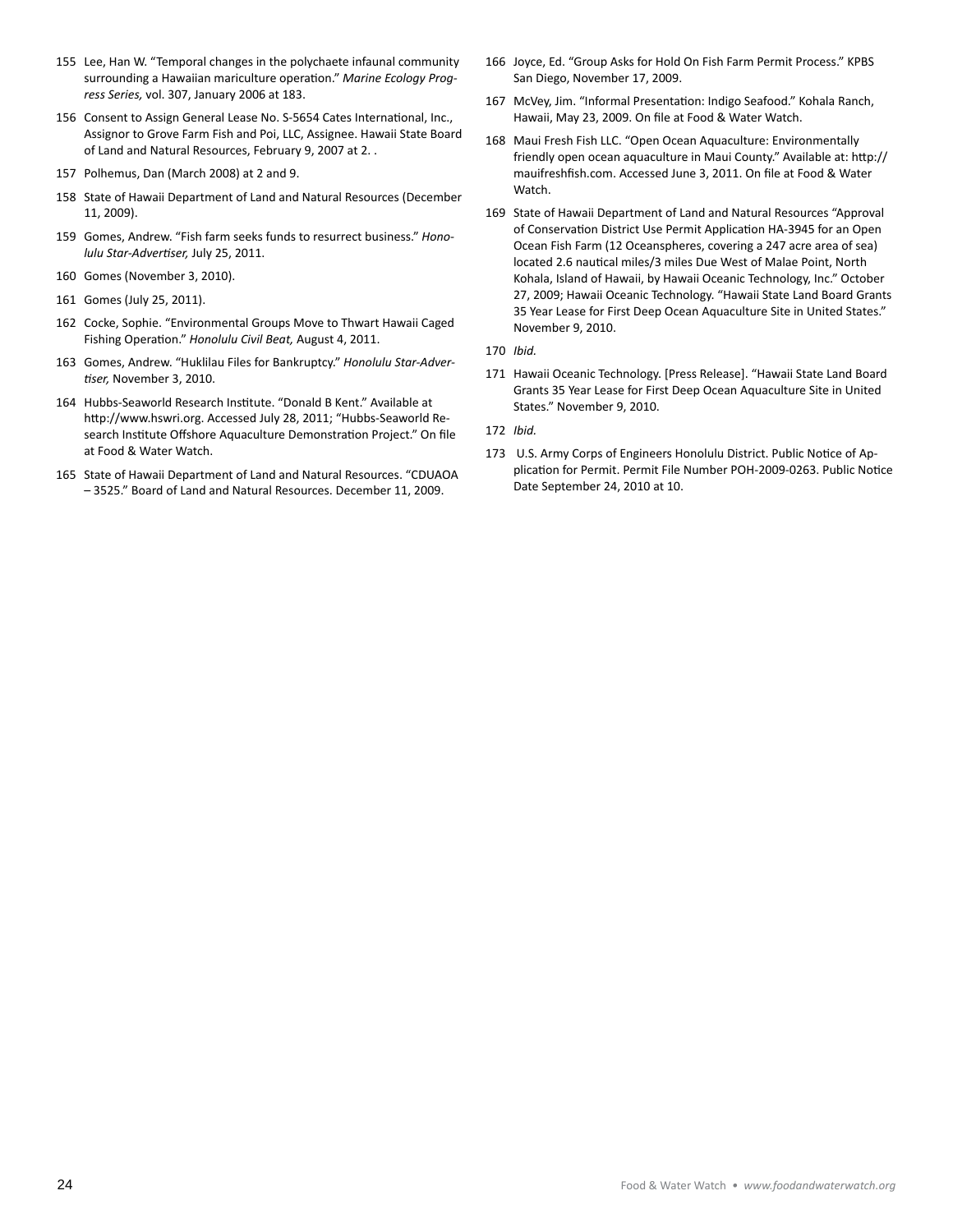155 Lee, Han W. "Temporal changes in the polychaete infaunal community surrounding a Hawaiian mariculture operation." *Marine Ecology Progress Series,* vol. 307, January 2006 at 183.

156 Consent to Assign General Lease No. S-5654 Cates International, Inc., Assignor to Grove Farm Fish and Poi, LLC, Assignee. Hawaii State Board of Land and Natural Resources, February 9, 2007 at 2. .

157 Polhemus, Dan (March 2008) at 2 and 9.

158 State of Hawaii Department of Land and Natural Resources (December 11, 2009).

159 Gomes, Andrew. "Fish farm seeks funds to resurrect business." *Honolulu Star-Advertiser,* July 25, 2011.

160 Gomes (November 3, 2010).

161 Gomes (July 25, 2011).

162 Cocke, Sophie. "Environmental Groups Move to Thwart Hawaii Caged Fishing Operation." *Honolulu Civil Beat,* August 4, 2011.

163 Gomes, Andrew. "Huklilau Files for Bankruptcy." *Honolulu Star-Advertiser,* November 3, 2010.

164 Hubbs-Seaworld Research Institute. "Donald B Kent." Available at http://www.hswri.org. Accessed July 28, 2011; "Hubbs-Seaworld Research Institute Offshore Aquaculture Demonstration Project." On file at Food & Water Watch.

165 State of Hawaii Department of Land and Natural Resources. "CDUAOA – 3525." Board of Land and Natural Resources. December 11, 2009.

166 Joyce, Ed. "Group Asks for Hold On Fish Farm Permit Process." KPBS San Diego, November 17, 2009.

167 McVey, Jim. "Informal Presentation: Indigo Seafood." Kohala Ranch, Hawaii, May 23, 2009. On file at Food & Water Watch.

168 Maui Fresh Fish LLC. "Open Ocean Aquaculture: Environmentally friendly open ocean aquaculture in Maui County." Available at: http://mauifreshfish.com. Accessed June 3, 2011. On file at Food & Water Watch.

169 State of Hawaii Department of Land and Natural Resources "Approval of Conservation District Use Permit Application HA-3945 for an Open Ocean Fish Farm (12 Oceanspheres, covering a 247 acre area of sea) located 2.6 nautical miles/3 miles Due West of Malae Point, North Kohala, Island of Hawaii, by Hawaii Oceanic Technology, Inc." October 27, 2009; Hawaii Oceanic Technology. "Hawaii State Land Board Grants 35 Year Lease for First Deep Ocean Aquaculture Site in United States." November 9, 2010.

170 *Ibid.*

171 Hawaii Oceanic Technology. [Press Release]. "Hawaii State Land Board Grants 35 Year Lease for First Deep Ocean Aquaculture Site in United States." November 9, 2010.

172 *Ibid.*

173 U.S. Army Corps of Engineers Honolulu District. Public Notice of Application for Permit. Permit File Number POH-2009-0263. Public Notice Date September 24, 2010 at 10.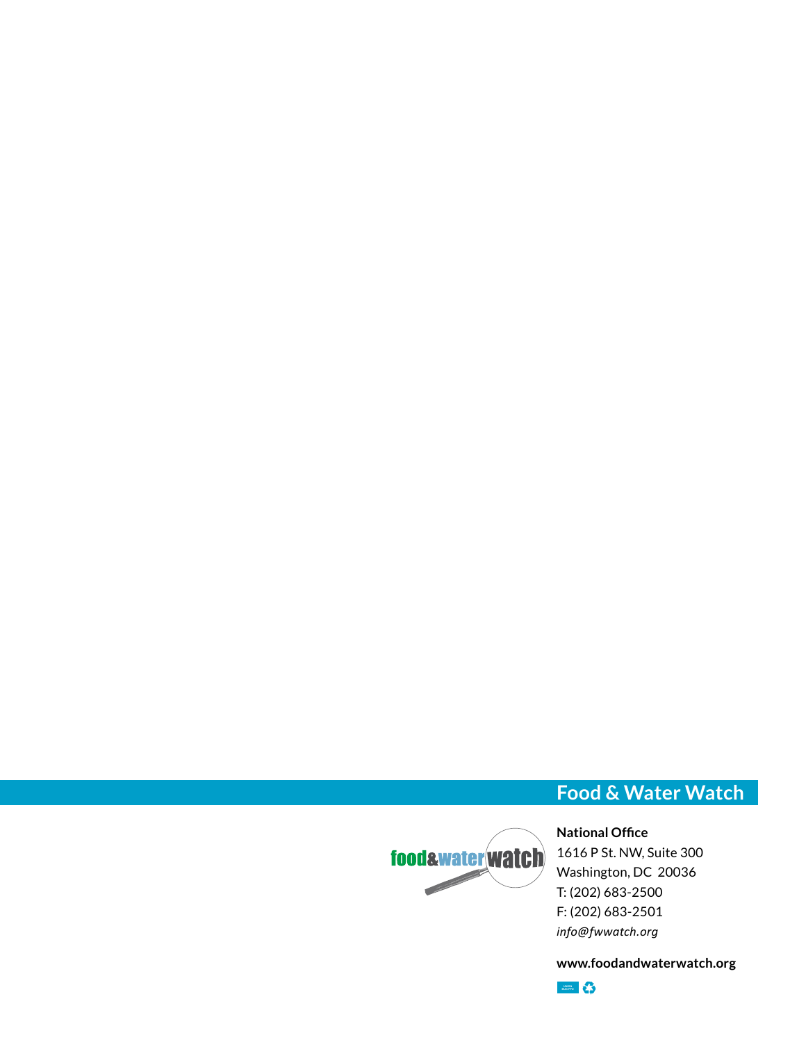## Food & Water Watch

**National Office**
1616 P St. NW, Suite 300
Washington, DC  20036
T: (202) 683-2500
F: (202) 683-2501
*info@fwwatch.org*

**www.foodandwaterwatch.org**